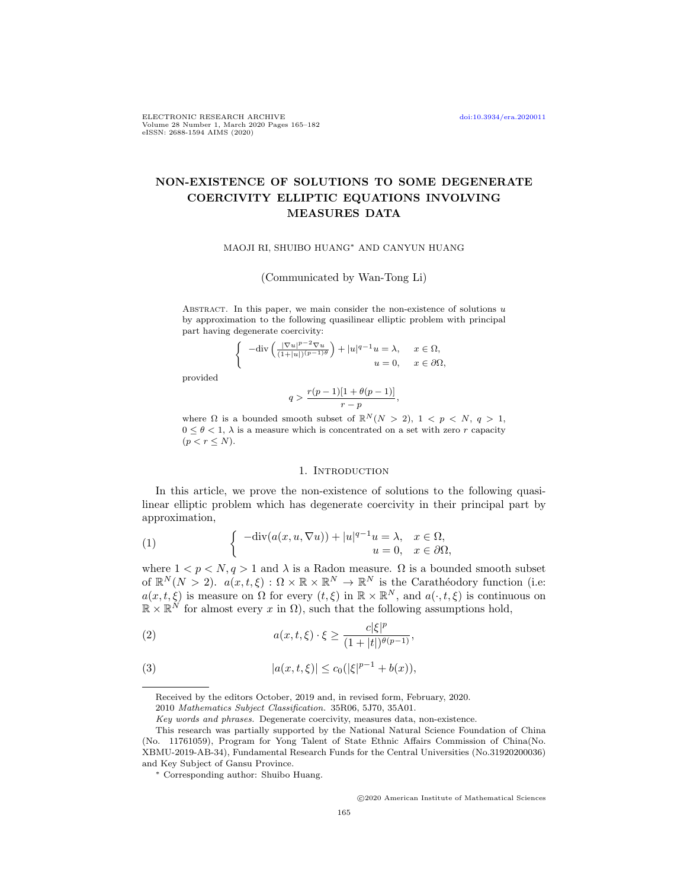# NON-EXISTENCE OF SOLUTIONS TO SOME DEGENERATE COERCIVITY ELLIPTIC EQUATIONS INVOLVING MEASURES DATA

MAOJI RI, SHUIBO HUANG* AND CANYUN HUANG

(Communicated by Wan-Tong Li)

ABSTRACT. In this paper, we main consider the non-existence of solutions $u$ by approximation to the following quasilinear elliptic problem with principal part having degenerate coercivity:

$$\begin{cases} -\mathrm{div}\left(\frac{|\nabla u|^{p-2}\nabla u}{(1+|u|)^{(p-1)\theta}}\right) + |u|^{q-1}u = \lambda, & x \in \Omega, \\ u = 0, & x \in \partial\Omega, \end{cases}$$

provided

$$q > \frac{r(p-1)[1+\theta(p-1)]}{r-p},$$

where $\Omega$ is a bounded smooth subset of $\mathbb{R}^N (N > 2)$, $1 < p < N$, $q > 1$, $0 \leq \theta < 1$, $\lambda$ is a measure which is concentrated on a set with zero $r$ capacity $(p < r \leq N)$.

## 1. Introduction

In this article, we prove the non-existence of solutions to the following quasilinear elliptic problem which has degenerate coercivity in their principal part by approximation,

$$\begin{cases} -\mathrm{div}(a(x,u,\nabla u)) + |u|^{q-1}u = \lambda, & x \in \Omega, \\ u = 0, & x \in \partial\Omega, \end{cases} \tag{1}$$

where $1 < p < N, q > 1$ and $\lambda$ is a Radon measure. $\Omega$ is a bounded smooth subset of $\mathbb{R}^N (N > 2)$. $a(x,t,\xi) : \Omega \times \mathbb{R} \times \mathbb{R}^N \to \mathbb{R}^N$ is the Carathéodory function (i.e: $a(x,t,\xi)$ is measure on $\Omega$ for every $(t,\xi)$ in $\mathbb{R} \times \mathbb{R}^N$, and $a(\cdot,t,\xi)$ is continuous on $\mathbb{R} \times \mathbb{R}^N$ for almost every $x$ in $\Omega$), such that the following assumptions hold,

$$a(x,t,\xi) \cdot \xi \geq \frac{c|\xi|^p}{(1+|t|)^{\theta(p-1)}}, \tag{2}$$

$$|a(x,t,\xi)| \leq c_0(|\xi|^{p-1} + b(x)), \tag{3}$$

---

Received by the editors October, 2019 and, in revised form, February, 2020.

2010 *Mathematics Subject Classification.* 35R06, 5J70, 35A01.

*Key words and phrases.* Degenerate coercivity, measures data, non-existence.

This research was partially supported by the National Natural Science Foundation of China (No. 11761059), Program for Yong Talent of State Ethnic Affairs Commission of China(No. XBMU-2019-AB-34), Fundamental Research Funds for the Central Universities (No.31920200036) and Key Subject of Gansu Province.

* Corresponding author: Shuibo Huang.

©2020 American Institute of Mathematical Sciences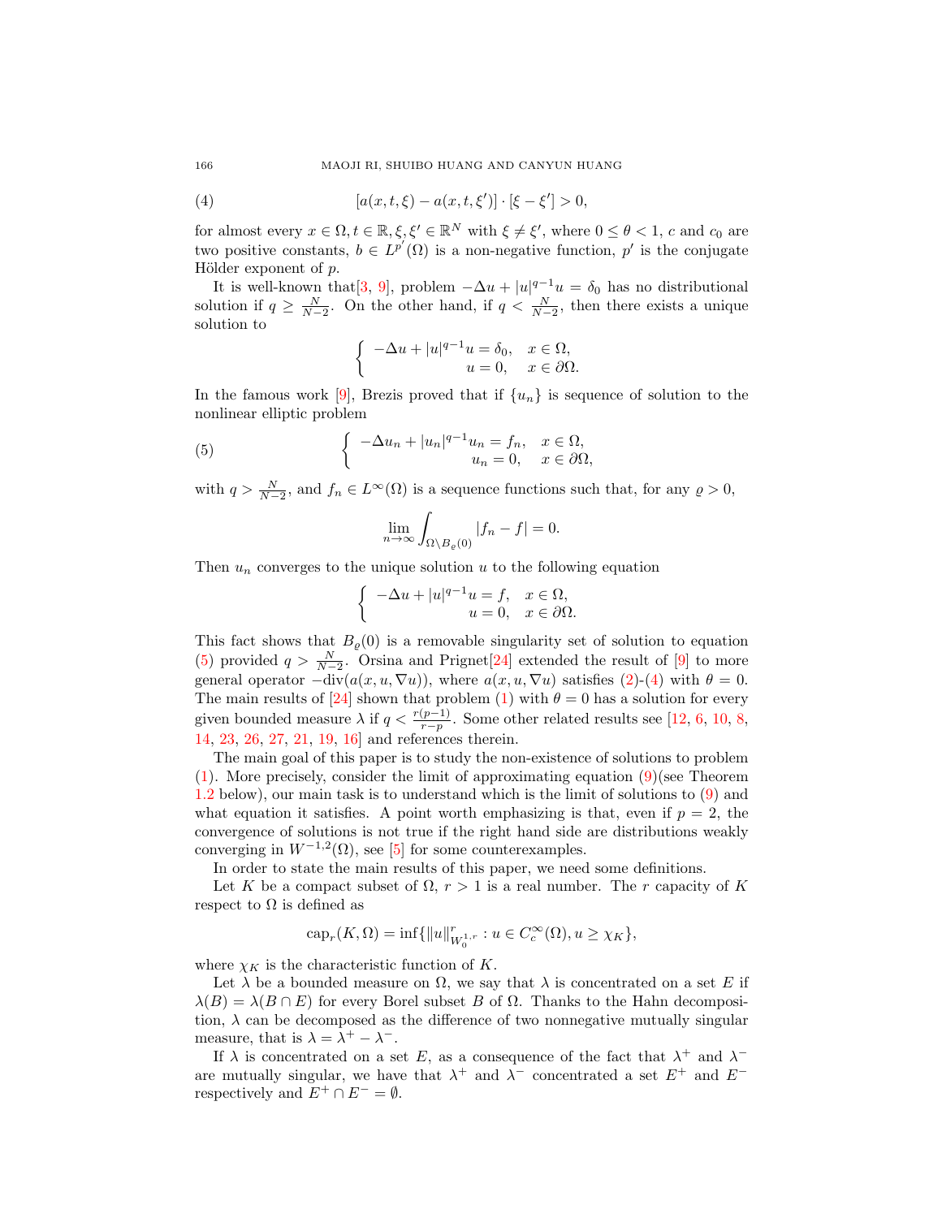$$
[a(x,t,\xi)-a(x,t,\xi')]\cdot[\xi-\xi']>0, \tag{4}
$$

for almost every $x\in\Omega, t\in\mathbb{R}, \xi,\xi'\in\mathbb{R}^N$ with $\xi\neq\xi'$, where $0\le\theta<1$, $c$ and $c_0$ are two positive constants, $b\in L^{p'}(\Omega)$ is a non-negative function, $p'$ is the conjugate Hölder exponent of $p$.

It is well-known that[3, 9], problem $-\Delta u+|u|^{q-1}u=\delta_0$ has no distributional solution if $q\ge\frac{N}{N-2}$. On the other hand, if $q<\frac{N}{N-2}$, then there exists a unique solution to

$$
\left\{\begin{array}{rl} -\Delta u+|u|^{q-1}u=\delta_0, & x\in\Omega,\\ u=0, & x\in\partial\Omega.\end{array}\right.
$$

In the famous work [9], Brezis proved that if $\{u_n\}$ is sequence of solution to the nonlinear elliptic problem

$$
\left\{\begin{array}{rl} -\Delta u_n+|u_n|^{q-1}u_n=f_n, & x\in\Omega,\\ u_n=0, & x\in\partial\Omega,\end{array}\right. \tag{5}
$$

with $q>\frac{N}{N-2}$, and $f_n\in L^\infty(\Omega)$ is a sequence functions such that, for any $\varrho>0$,

$$
\lim_{n\to\infty}\int_{\Omega\setminus B_\varrho(0)}|f_n-f|=0.
$$

Then $u_n$ converges to the unique solution $u$ to the following equation

$$
\left\{\begin{array}{rl} -\Delta u+|u|^{q-1}u=f, & x\in\Omega,\\ u=0, & x\in\partial\Omega.\end{array}\right.
$$

This fact shows that $B_\varrho(0)$ is a removable singularity set of solution to equation (5) provided $q>\frac{N}{N-2}$. Orsina and Prignet[24] extended the result of [9] to more general operator $-\mathrm{div}(a(x,u,\nabla u))$, where $a(x,u,\nabla u)$ satisfies (2)-(4) with $\theta=0$. The main results of [24] shown that problem (1) with $\theta=0$ has a solution for every given bounded measure $\lambda$ if $q<\frac{r(p-1)}{r-p}$. Some other related results see [12, 6, 10, 8, 14, 23, 26, 27, 21, 19, 16] and references therein.

The main goal of this paper is to study the non-existence of solutions to problem (1). More precisely, consider the limit of approximating equation (9)(see Theorem 1.2 below), our main task is to understand which is the limit of solutions to (9) and what equation it satisfies. A point worth emphasizing is that, even if $p=2$, the convergence of solutions is not true if the right hand side are distributions weakly converging in $W^{-1,2}(\Omega)$, see [5] for some counterexamples.

In order to state the main results of this paper, we need some definitions.

Let $K$ be a compact subset of $\Omega$, $r>1$ is a real number. The $r$ capacity of $K$ respect to $\Omega$ is defined as

$$
\mathrm{cap}_r(K,\Omega)=\inf\{\|u\|^r_{W_0^{1,r}}:u\in C_c^\infty(\Omega), u\ge\chi_K\},
$$

where $\chi_K$ is the characteristic function of $K$.

Let $\lambda$ be a bounded measure on $\Omega$, we say that $\lambda$ is concentrated on a set $E$ if $\lambda(B)=\lambda(B\cap E)$ for every Borel subset $B$ of $\Omega$. Thanks to the Hahn decomposition, $\lambda$ can be decomposed as the difference of two nonnegative mutually singular measure, that is $\lambda=\lambda^+-\lambda^-$.

If $\lambda$ is concentrated on a set $E$, as a consequence of the fact that $\lambda^+$ and $\lambda^-$ are mutually singular, we have that $\lambda^+$ and $\lambda^-$ concentrated a set $E^+$ and $E^-$ respectively and $E^+\cap E^-=\emptyset$.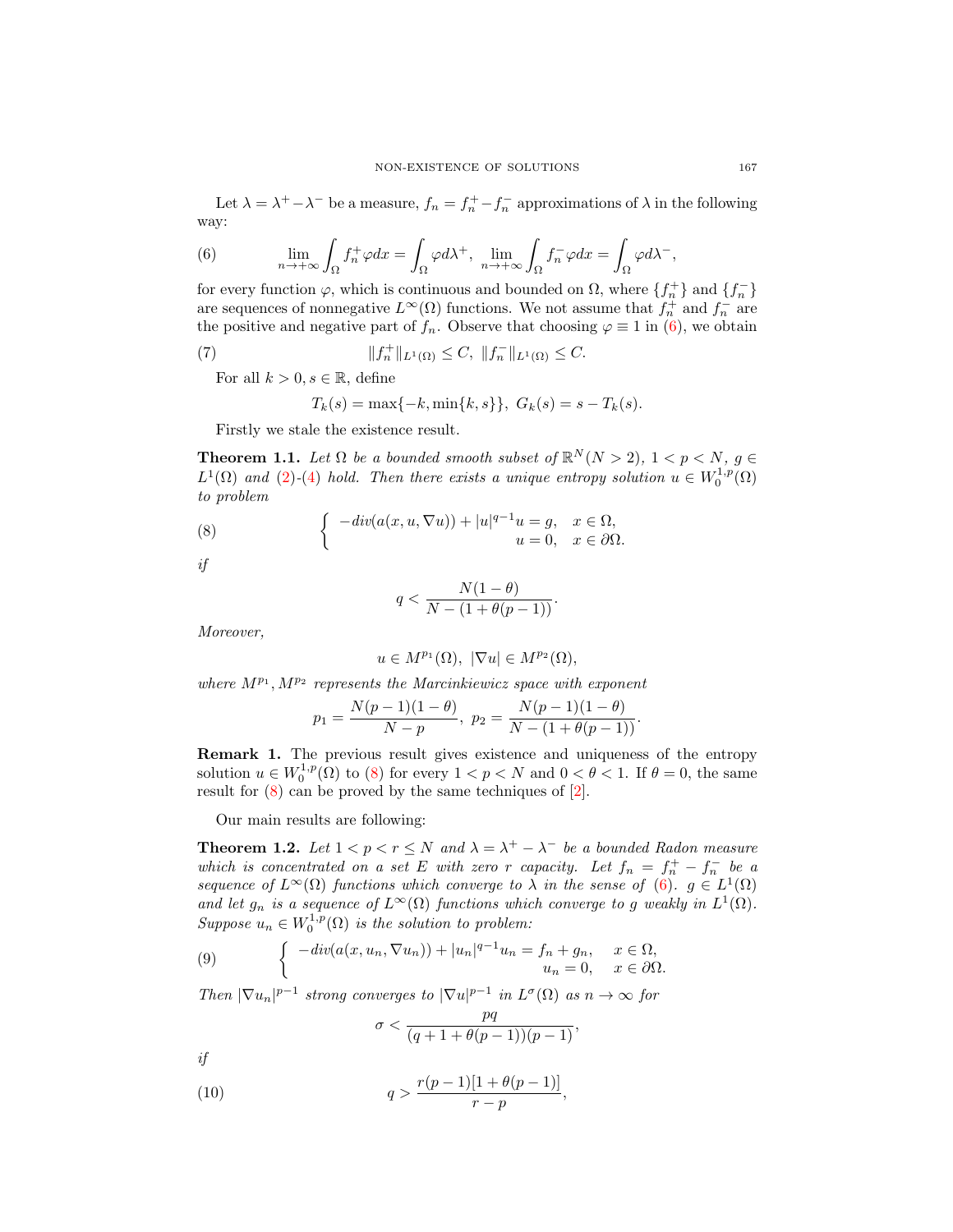Let $\lambda = \lambda^+ - \lambda^-$ be a measure, $f_n = f_n^+ - f_n^-$ approximations of $\lambda$ in the following way:

$$\lim_{n\to+\infty}\int_\Omega f_n^+ \varphi dx = \int_\Omega \varphi d\lambda^+, \ \lim_{n\to+\infty}\int_\Omega f_n^- \varphi dx = \int_\Omega \varphi d\lambda^-, \tag{6}$$

for every function $\varphi$, which is continuous and bounded on $\Omega$, where $\{f_n^+\}$ and $\{f_n^-\}$ are sequences of nonnegative $L^\infty(\Omega)$ functions. We not assume that $f_n^+$ and $f_n^-$ are the positive and negative part of $f_n$. Observe that choosing $\varphi \equiv 1$ in (6), we obtain

$$\|f_n^+\|_{L^1(\Omega)} \le C, \ \|f_n^-\|_{L^1(\Omega)} \le C. \tag{7}$$

For all $k > 0, s \in \mathbb{R}$, define

$$T_k(s) = \max\{-k, \min\{k, s\}\}, \ G_k(s) = s - T_k(s).$$

Firstly we stale the existence result.

**Theorem 1.1.** *Let $\Omega$ be a bounded smooth subset of $\mathbb{R}^N (N > 2)$, $1 < p < N$, $g \in L^1(\Omega)$ and (2)-(4) hold. Then there exists a unique entropy solution $u \in W_0^{1,p}(\Omega)$ to problem*

$$\begin{cases} -div(a(x,u,\nabla u)) + |u|^{q-1}u = g, & x \in \Omega, \\ u = 0, & x \in \partial\Omega. \end{cases} \tag{8}$$

*if*

$$q < \frac{N(1-\theta)}{N-(1+\theta(p-1))}.$$

*Moreover,*

$$u \in M^{p_1}(\Omega), \ |\nabla u| \in M^{p_2}(\Omega),$$

*where $M^{p_1}, M^{p_2}$ represents the Marcinkiewicz space with exponent*

$$p_1 = \frac{N(p-1)(1-\theta)}{N-p}, \ p_2 = \frac{N(p-1)(1-\theta)}{N-(1+\theta(p-1))}.$$

**Remark 1.** The previous result gives existence and uniqueness of the entropy solution $u \in W_0^{1,p}(\Omega)$ to (8) for every $1 < p < N$ and $0 < \theta < 1$. If $\theta = 0$, the same result for (8) can be proved by the same techniques of [2].

Our main results are following:

**Theorem 1.2.** *Let $1 < p < r \le N$ and $\lambda = \lambda^+ - \lambda^-$ be a bounded Radon measure which is concentrated on a set $E$ with zero $r$ capacity. Let $f_n = f_n^+ - f_n^-$ be a sequence of $L^\infty(\Omega)$ functions which converge to $\lambda$ in the sense of (6). $g \in L^1(\Omega)$ and let $g_n$ is a sequence of $L^\infty(\Omega)$ functions which converge to $g$ weakly in $L^1(\Omega)$. Suppose $u_n \in W_0^{1,p}(\Omega)$ is the solution to problem:*

$$\begin{cases} -div(a(x,u_n,\nabla u_n)) + |u_n|^{q-1}u_n = f_n + g_n, & x \in \Omega, \\ u_n = 0, & x \in \partial\Omega. \end{cases} \tag{9}$$

*Then $|\nabla u_n|^{p-1}$ strong converges to $|\nabla u|^{p-1}$ in $L^\sigma(\Omega)$ as $n \to \infty$ for*

$$\sigma < \frac{pq}{(q+1+\theta(p-1))(p-1)},$$

*if*

$$q > \frac{r(p-1)[1+\theta(p-1)]}{r-p}, \tag{10}$$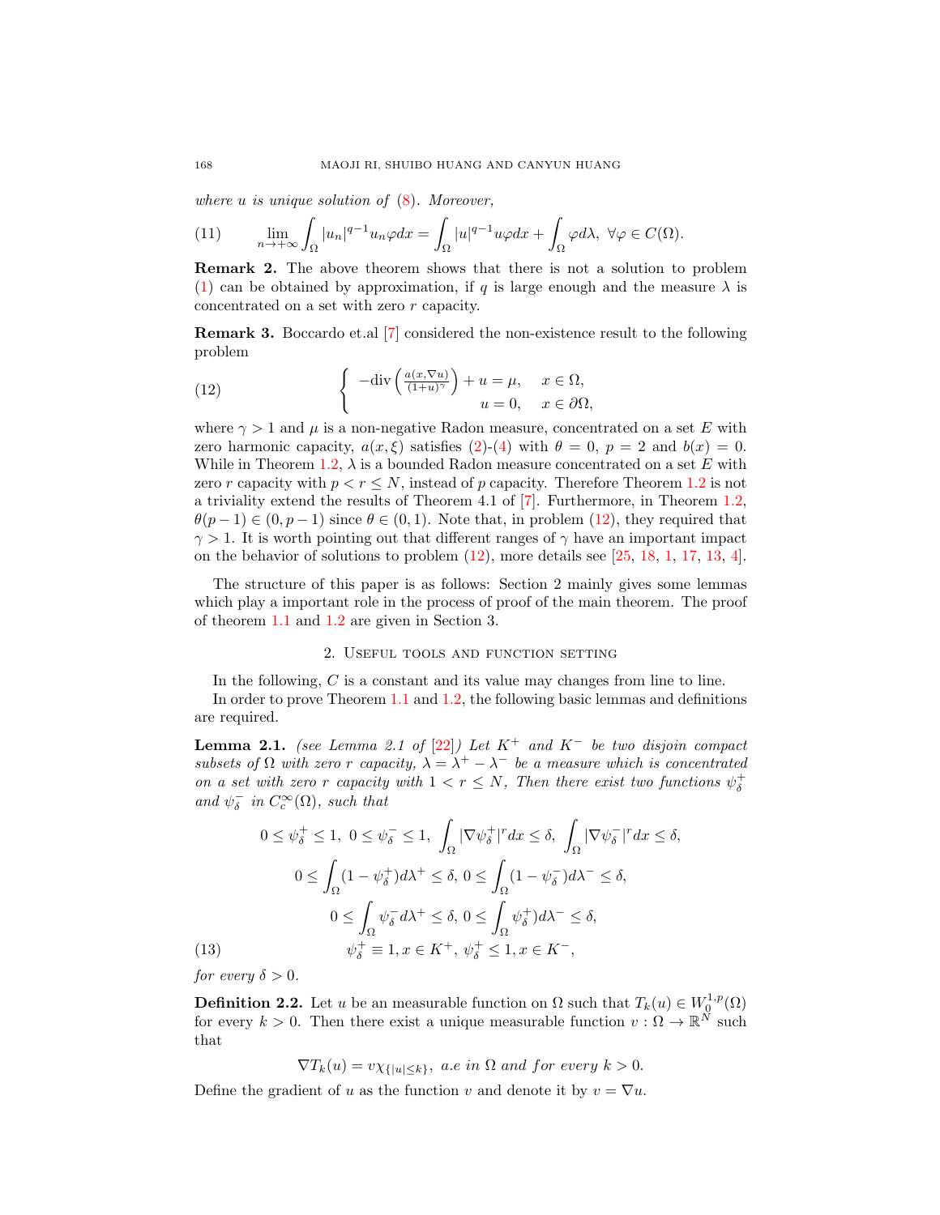*where $u$ is unique solution of (8). Moreover,*

$$\lim_{n\to+\infty}\int_\Omega |u_n|^{q-1}u_n\varphi dx = \int_\Omega |u|^{q-1}u\varphi dx + \int_\Omega \varphi d\lambda,\ \forall\varphi\in C(\Omega). \tag{11}$$

**Remark 2.** The above theorem shows that there is not a solution to problem (1) can be obtained by approximation, if $q$ is large enough and the measure $\lambda$ is concentrated on a set with zero $r$ capacity.

**Remark 3.** Boccardo et.al [7] considered the non-existence result to the following problem

$$\begin{cases} -\operatorname{div}\left(\frac{a(x,\nabla u)}{(1+u)^\gamma}\right) + u = \mu, & x\in\Omega,\\ u = 0, & x\in\partial\Omega, \end{cases} \tag{12}$$

where $\gamma > 1$ and $\mu$ is a non-negative Radon measure, concentrated on a set $E$ with zero harmonic capacity, $a(x,\xi)$ satisfies (2)-(4) with $\theta = 0$, $p = 2$ and $b(x) = 0$. While in Theorem 1.2, $\lambda$ is a bounded Radon measure concentrated on a set $E$ with zero $r$ capacity with $p < r \leq N$, instead of $p$ capacity. Therefore Theorem 1.2 is not a triviality extend the results of Theorem 4.1 of [7]. Furthermore, in Theorem 1.2, $\theta(p-1)\in(0,p-1)$ since $\theta\in(0,1)$. Note that, in problem (12), they required that $\gamma > 1$. It is worth pointing out that different ranges of $\gamma$ have an important impact on the behavior of solutions to problem (12), more details see [25, 18, 1, 17, 13, 4].

The structure of this paper is as follows: Section 2 mainly gives some lemmas which play a important role in the process of proof of the main theorem. The proof of theorem 1.1 and 1.2 are given in Section 3.

## 2. Useful tools and function setting

In the following, $C$ is a constant and its value may changes from line to line.

In order to prove Theorem 1.1 and 1.2, the following basic lemmas and definitions are required.

**Lemma 2.1.** *(see Lemma 2.1 of [22]) Let $K^+$ and $K^-$ be two disjoin compact subsets of $\Omega$ with zero $r$ capacity, $\lambda = \lambda^+ - \lambda^-$ be a measure which is concentrated on a set with zero $r$ capacity with $1 < r \leq N$, Then there exist two functions $\psi_\delta^+$ and $\psi_\delta^-$ in $C_c^\infty(\Omega)$, such that*

$$\begin{gathered} 0\le\psi_\delta^+\le 1,\ 0\le\psi_\delta^-\le 1,\ \int_\Omega|\nabla\psi_\delta^+|^r dx\le\delta,\ \int_\Omega|\nabla\psi_\delta^-|^r dx\le\delta,\\ 0\le\int_\Omega(1-\psi_\delta^+)d\lambda^+\le\delta,\ 0\le\int_\Omega(1-\psi_\delta^-)d\lambda^-\le\delta,\\ 0\le\int_\Omega\psi_\delta^- d\lambda^+\le\delta,\ 0\le\int_\Omega\psi_\delta^+)d\lambda^-\le\delta,\\ \psi_\delta^+\equiv 1, x\in K^+,\ \psi_\delta^+\le 1, x\in K^-, \end{gathered} \tag{13}$$

*for every $\delta > 0$.*

**Definition 2.2.** Let $u$ be an measurable function on $\Omega$ such that $T_k(u)\in W_0^{1,p}(\Omega)$ for every $k > 0$. Then there exist a unique measurable function $v:\Omega\to\mathbb{R}^N$ such that

$$\nabla T_k(u) = v\chi_{\{|u|\le k\}},\ \textit{a.e in } \Omega \textit{ and for every } k > 0.$$

Define the gradient of $u$ as the function $v$ and denote it by $v = \nabla u$.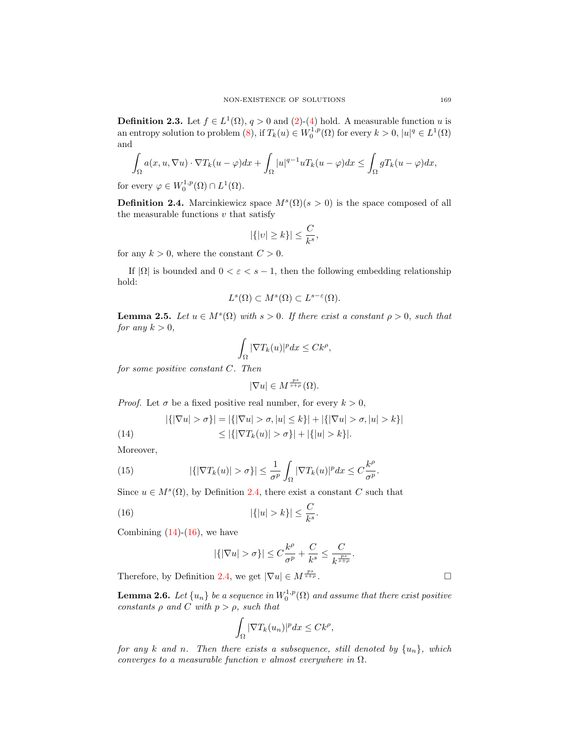**Definition 2.3.** Let $f \in L^1(\Omega)$, $q > 0$ and (2)-(4) hold. A measurable function $u$ is an entropy solution to problem (8), if $T_k(u) \in W_0^{1,p}(\Omega)$ for every $k > 0$, $|u|^q \in L^1(\Omega)$ and

$$\int_\Omega a(x, u, \nabla u) \cdot \nabla T_k(u - \varphi) dx + \int_\Omega |u|^{q-1} u T_k(u - \varphi) dx \leq \int_\Omega g T_k(u - \varphi) dx,$$

for every $\varphi \in W_0^{1,p}(\Omega) \cap L^1(\Omega)$.

**Definition 2.4.** Marcinkiewicz space $M^s(\Omega)(s > 0)$ is the space composed of all the measurable functions $v$ that satisfy

$$|\{|v| \geq k\}| \leq \frac{C}{k^s},$$

for any $k > 0$, where the constant $C > 0$.

If $|\Omega|$ is bounded and $0 < \varepsilon < s - 1$, then the following embedding relationship hold:

$$L^s(\Omega) \subset M^s(\Omega) \subset L^{s-\varepsilon}(\Omega).$$

**Lemma 2.5.** *Let $u \in M^s(\Omega)$ with $s > 0$. If there exist a constant $\rho > 0$, such that for any $k > 0$,*

$$\int_\Omega |\nabla T_k(u)|^p dx \leq C k^\rho,$$

*for some positive constant $C$. Then*

$$|\nabla u| \in M^{\frac{ps}{s+\rho}}(\Omega).$$

*Proof.* Let $\sigma$ be a fixed positive real number, for every $k > 0$,

$$\begin{aligned} |\{|\nabla u| > \sigma\}| &= |\{|\nabla u| > \sigma, |u| \leq k\}| + |\{|\nabla u| > \sigma, |u| > k\}| \\ &\leq |\{|\nabla T_k(u)| > \sigma\}| + |\{|u| > k\}|. \end{aligned} \tag{14}$$

Moreover,

$$|\{|\nabla T_k(u)| > \sigma\}| \leq \frac{1}{\sigma^p} \int_\Omega |\nabla T_k(u)|^p dx \leq C \frac{k^\rho}{\sigma^p}. \tag{15}$$

Since $u \in M^s(\Omega)$, by Definition 2.4, there exist a constant $C$ such that

$$|\{|u| > k\}| \leq \frac{C}{k^s}. \tag{16}$$

Combining (14)-(16), we have

$$|\{|\nabla u| > \sigma\}| \leq C \frac{k^\rho}{\sigma^p} + \frac{C}{k^s} \leq \frac{C}{k^{\frac{ps}{s+\rho}}}.$$

Therefore, by Definition 2.4, we get $|\nabla u| \in M^{\frac{ps}{s+\rho}}$. □

**Lemma 2.6.** *Let $\{u_n\}$ be a sequence in $W_0^{1,p}(\Omega)$ and assume that there exist positive constants $\rho$ and $C$ with $p > \rho$, such that*

$$\int_\Omega |\nabla T_k(u_n)|^p dx \leq C k^\rho,$$

*for any $k$ and $n$. Then there exists a subsequence, still denoted by $\{u_n\}$, which converges to a measurable function $v$ almost everywhere in $\Omega$.*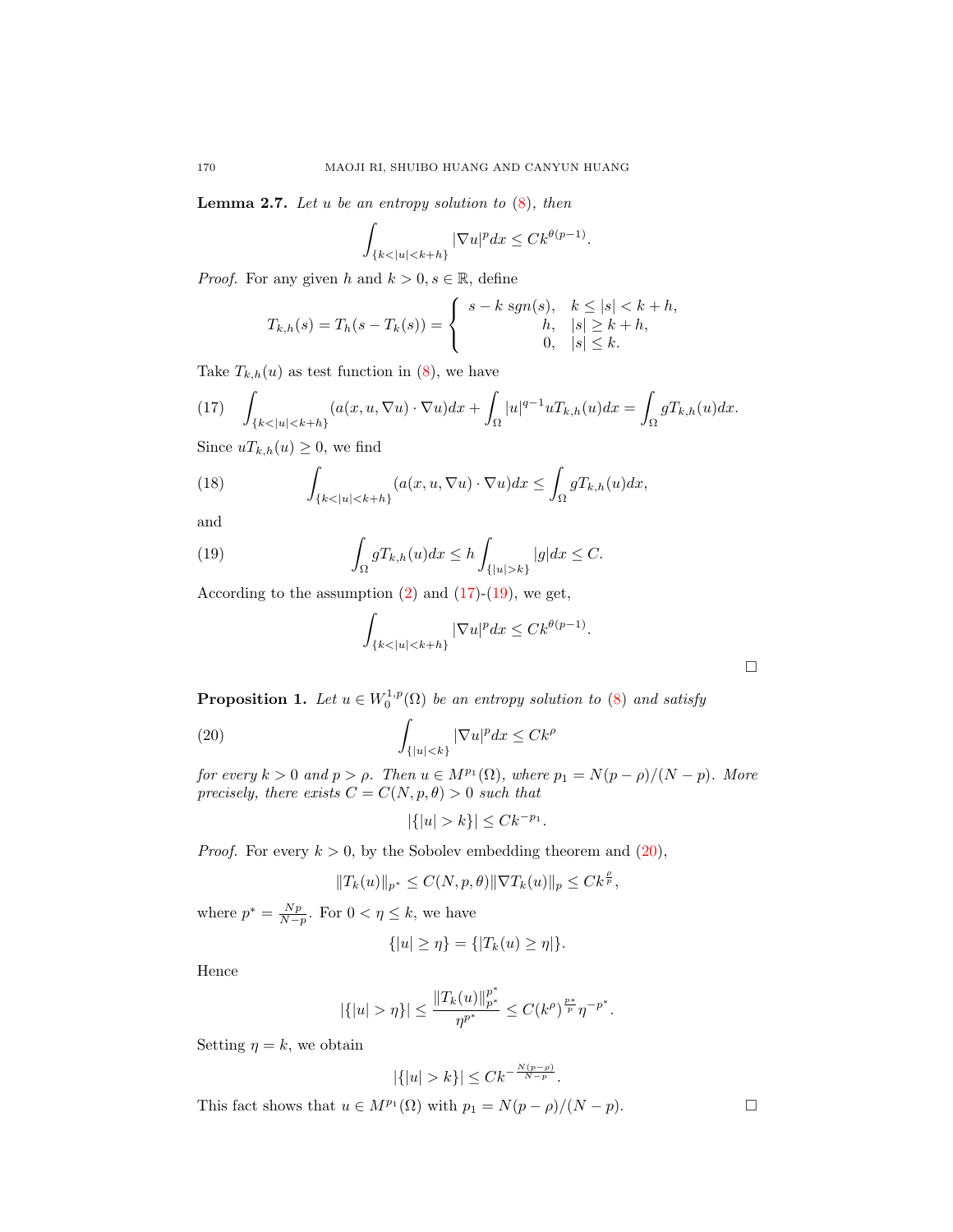**Lemma 2.7.** *Let $u$ be an entropy solution to (8), then*

$$\int_{\{k<|u|<k+h\}} |\nabla u|^p dx \le Ck^{\theta(p-1)}.$$

*Proof.* For any given $h$ and $k > 0, s \in \mathbb{R}$, define

$$T_{k,h}(s) = T_h(s - T_k(s)) = \begin{cases} s - k\ sgn(s), & k \le |s| < k+h, \\ h, & |s| \ge k+h, \\ 0, & |s| \le k. \end{cases}$$

Take $T_{k,h}(u)$ as test function in (8), we have

$$\int_{\{k<|u|<k+h\}} (a(x,u,\nabla u) \cdot \nabla u) dx + \int_\Omega |u|^{q-1} u T_{k,h}(u) dx = \int_\Omega g T_{k,h}(u) dx. \tag{17}$$

Since $uT_{k,h}(u) \ge 0$, we find

$$\int_{\{k<|u|<k+h\}} (a(x,u,\nabla u) \cdot \nabla u) dx \le \int_\Omega g T_{k,h}(u) dx, \tag{18}$$

and

$$\int_\Omega g T_{k,h}(u) dx \le h \int_{\{|u|>k\}} |g| dx \le C. \tag{19}$$

According to the assumption (2) and (17)-(19), we get,

$$\int_{\{k<|u|<k+h\}} |\nabla u|^p dx \le Ck^{\theta(p-1)}.$$

□

**Proposition 1.** *Let $u \in W_0^{1,p}(\Omega)$ be an entropy solution to (8) and satisfy*

$$\int_{\{|u|<k\}} |\nabla u|^p dx \le Ck^\rho \tag{20}$$

*for every $k > 0$ and $p > \rho$. Then $u \in M^{p_1}(\Omega)$, where $p_1 = N(p-\rho)/(N-p)$. More precisely, there exists $C = C(N,p,\theta) > 0$ such that*

$$|\{|u| > k\}| \le Ck^{-p_1}.$$

*Proof.* For every $k > 0$, by the Sobolev embedding theorem and (20),

$$\|T_k(u)\|_{p^*} \le C(N,p,\theta) \|\nabla T_k(u)\|_p \le Ck^{\frac{\rho}{p}},$$

where $p^* = \frac{Np}{N-p}$. For $0 < \eta \le k$, we have

$$\{|u| \ge \eta\} = \{|T_k(u) \ge \eta|\}.$$

Hence

$$|\{|u| > \eta\}| \le \frac{\|T_k(u)\|_{p^*}^{p^*}}{\eta^{p^*}} \le C(k^\rho)^{\frac{p*}{p}} \eta^{-p^*}.$$

Setting $\eta = k$, we obtain

$$|\{|u| > k\}| \le Ck^{-\frac{N(p-\rho)}{N-p}}.$$

This fact shows that $u \in M^{p_1}(\Omega)$ with $p_1 = N(p-\rho)/(N-p)$. □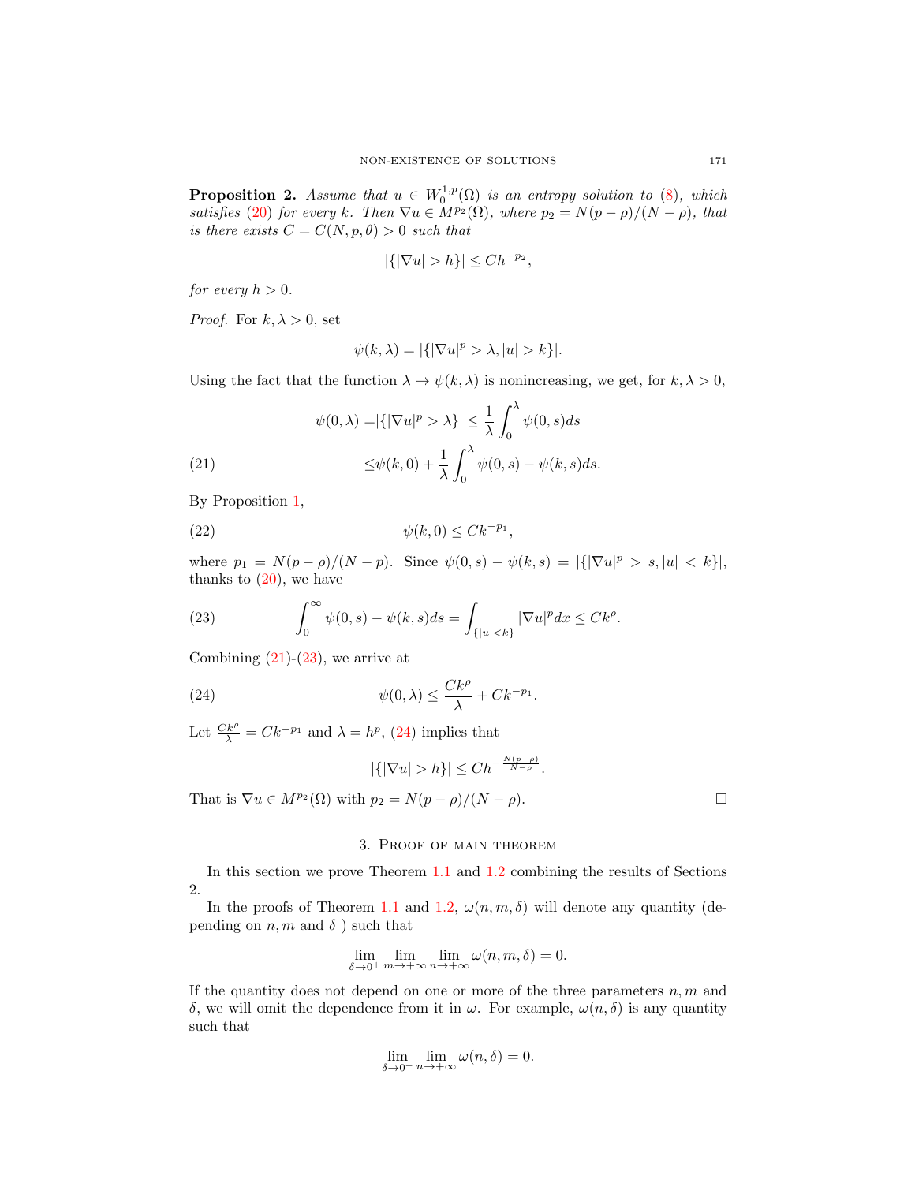**Proposition 2.** *Assume that $u \in W_0^{1,p}(\Omega)$ is an entropy solution to (8), which satisfies (20) for every $k$. Then $\nabla u \in M^{p_2}(\Omega)$, where $p_2 = N(p-\rho)/(N-\rho)$, that is there exists $C = C(N,p,\theta) > 0$ such that*

$$|\{|\nabla u| > h\}| \le C h^{-p_2},$$

*for every $h > 0$.*

*Proof.* For $k, \lambda > 0$, set

$$\psi(k,\lambda) = |\{|\nabla u|^p > \lambda, |u| > k\}|.$$

Using the fact that the function $\lambda \mapsto \psi(k,\lambda)$ is nonincreasing, we get, for $k, \lambda > 0$,

$$\begin{aligned}\psi(0,\lambda) =& |\{|\nabla u|^p > \lambda\}| \le \frac{1}{\lambda}\int_0^\lambda \psi(0,s)ds \\ \le& \psi(k,0) + \frac{1}{\lambda}\int_0^\lambda \psi(0,s) - \psi(k,s)ds. \end{aligned} \tag{21}$$

By Proposition 1,

$$\psi(k,0) \le C k^{-p_1}, \tag{22}$$

where $p_1 = N(p-\rho)/(N-p)$. Since $\psi(0,s) - \psi(k,s) = |\{|\nabla u|^p > s, |u| < k\}|$, thanks to (20), we have

$$\int_0^\infty \psi(0,s) - \psi(k,s)ds = \int_{\{|u|<k\}} |\nabla u|^p dx \le C k^\rho. \tag{23}$$

Combining (21)-(23), we arrive at

$$\psi(0,\lambda) \le \frac{Ck^\rho}{\lambda} + Ck^{-p_1}. \tag{24}$$

Let $\frac{Ck^\rho}{\lambda} = Ck^{-p_1}$ and $\lambda = h^p$, (24) implies that

$$|\{|\nabla u| > h\}| \le C h^{-\frac{N(p-\rho)}{N-\rho}}.$$

That is $\nabla u \in M^{p_2}(\Omega)$ with $p_2 = N(p-\rho)/(N-\rho)$. □

## 3. Proof of main theorem

In this section we prove Theorem 1.1 and 1.2 combining the results of Sections 2.

In the proofs of Theorem 1.1 and 1.2, $\omega(n,m,\delta)$ will denote any quantity (depending on $n, m$ and $\delta$ ) such that

$$\lim_{\delta\to 0^+} \lim_{m\to+\infty} \lim_{n\to+\infty} \omega(n,m,\delta) = 0.$$

If the quantity does not depend on one or more of the three parameters $n, m$ and $\delta$, we will omit the dependence from it in $\omega$. For example, $\omega(n,\delta)$ is any quantity such that

$$\lim_{\delta\to 0^+} \lim_{n\to+\infty} \omega(n,\delta) = 0.$$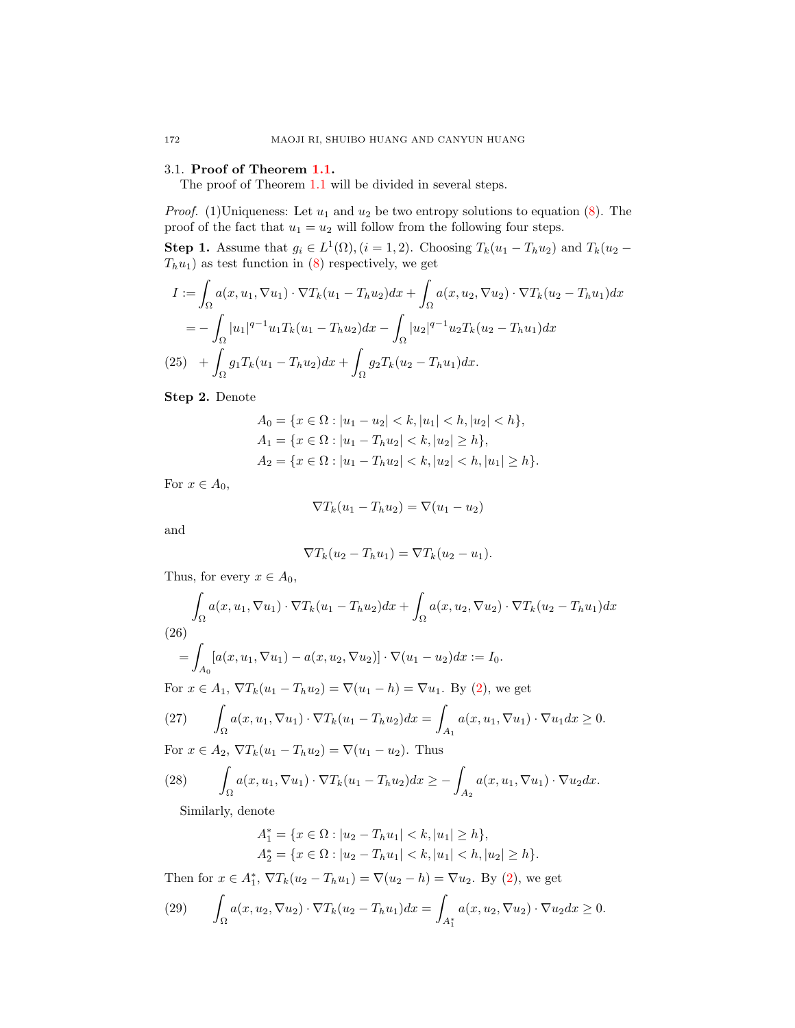### 3.1. **Proof of Theorem 1.1.**

The proof of Theorem 1.1 will be divided in several steps.

*Proof.* (1)Uniqueness: Let $u_1$ and $u_2$ be two entropy solutions to equation (8). The proof of the fact that $u_1 = u_2$ will follow from the following four steps.

**Step 1.** Assume that $g_i \in L^1(\Omega), (i = 1, 2)$. Choosing $T_k(u_1 - T_h u_2)$ and $T_k(u_2 - T_h u_1)$ as test function in (8) respectively, we get

$$
\begin{aligned}
I :=& \int_\Omega a(x, u_1, \nabla u_1) \cdot \nabla T_k(u_1 - T_h u_2) dx + \int_\Omega a(x, u_2, \nabla u_2) \cdot \nabla T_k(u_2 - T_h u_1) dx \\
=& - \int_\Omega |u_1|^{q-1} u_1 T_k(u_1 - T_h u_2) dx - \int_\Omega |u_2|^{q-1} u_2 T_k(u_2 - T_h u_1) dx \\
&+ \int_\Omega g_1 T_k(u_1 - T_h u_2) dx + \int_\Omega g_2 T_k(u_2 - T_h u_1) dx. \qquad (25)
\end{aligned}
$$

**Step 2.** Denote

$$
\begin{aligned}
A_0 &= \{x \in \Omega : |u_1 - u_2| < k, |u_1| < h, |u_2| < h\}, \\
A_1 &= \{x \in \Omega : |u_1 - T_h u_2| < k, |u_2| \geq h\}, \\
A_2 &= \{x \in \Omega : |u_1 - T_h u_2| < k, |u_2| < h, |u_1| \geq h\}.
\end{aligned}
$$

For $x \in A_0$,

$$\nabla T_k(u_1 - T_h u_2) = \nabla(u_1 - u_2)$$

and

$$\nabla T_k(u_2 - T_h u_1) = \nabla T_k(u_2 - u_1).$$

Thus, for every $x \in A_0$,

$$
\begin{aligned}
&\int_\Omega a(x, u_1, \nabla u_1) \cdot \nabla T_k(u_1 - T_h u_2) dx + \int_\Omega a(x, u_2, \nabla u_2) \cdot \nabla T_k(u_2 - T_h u_1) dx \\
&= \int_{A_0} [a(x, u_1, \nabla u_1) - a(x, u_2, \nabla u_2)] \cdot \nabla(u_1 - u_2) dx := I_0. \qquad (26)
\end{aligned}
$$

For $x \in A_1$, $\nabla T_k(u_1 - T_h u_2) = \nabla(u_1 - h) = \nabla u_1$. By (2), we get

$$\int_\Omega a(x, u_1, \nabla u_1) \cdot \nabla T_k(u_1 - T_h u_2) dx = \int_{A_1} a(x, u_1, \nabla u_1) \cdot \nabla u_1 dx \geq 0. \qquad (27)$$

For $x \in A_2$, $\nabla T_k(u_1 - T_h u_2) = \nabla(u_1 - u_2)$. Thus

$$\int_\Omega a(x, u_1, \nabla u_1) \cdot \nabla T_k(u_1 - T_h u_2) dx \geq - \int_{A_2} a(x, u_1, \nabla u_1) \cdot \nabla u_2 dx. \qquad (28)$$

Similarly, denote

$$
\begin{aligned}
A_1^* &= \{x \in \Omega : |u_2 - T_h u_1| < k, |u_1| \geq h\}, \\
A_2^* &= \{x \in \Omega : |u_2 - T_h u_1| < k, |u_1| < h, |u_2| \geq h\}.
\end{aligned}
$$

Then for $x \in A_1^*$, $\nabla T_k(u_2 - T_h u_1) = \nabla(u_2 - h) = \nabla u_2$. By (2), we get

$$\int_\Omega a(x, u_2, \nabla u_2) \cdot \nabla T_k(u_2 - T_h u_1) dx = \int_{A_1^*} a(x, u_2, \nabla u_2) \cdot \nabla u_2 dx \geq 0. \qquad (29)$$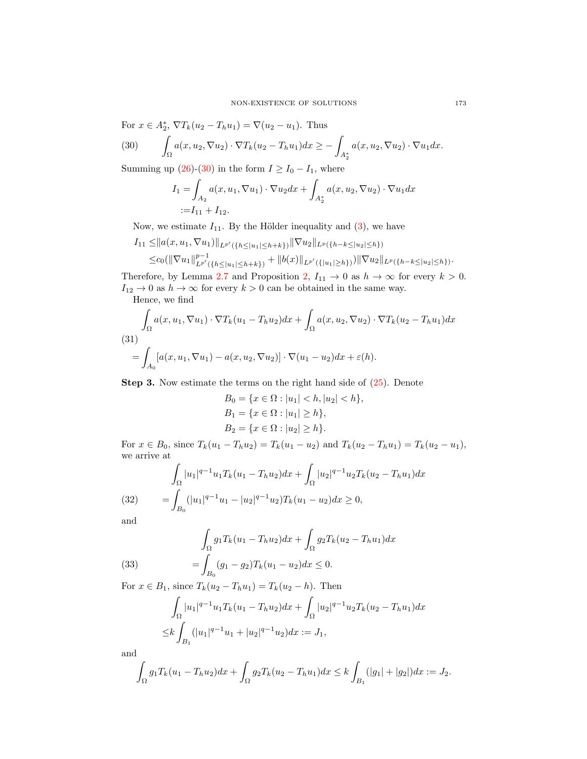For $x \in A_2^*$, $\nabla T_k(u_2 - T_h u_1) = \nabla(u_2 - u_1)$. Thus

$$\int_\Omega a(x, u_2, \nabla u_2) \cdot \nabla T_k(u_2 - T_h u_1) dx \geq - \int_{A_2^*} a(x, u_2, \nabla u_2) \cdot \nabla u_1 dx. \tag{30}$$

Summing up (26)-(30) in the form $I \geq I_0 - I_1$, where

$$\begin{aligned} I_1 = & \int_{A_2} a(x, u_1, \nabla u_1) \cdot \nabla u_2 dx + \int_{A_2^*} a(x, u_2, \nabla u_2) \cdot \nabla u_1 dx \\ := & I_{11} + I_{12}. \end{aligned}$$

Now, we estimate $I_{11}$. By the Hölder inequality and (3), we have

$$\begin{aligned} I_{11} \leq & \|a(x, u_1, \nabla u_1)\|_{L^{p'}(\{h \leq |u_1| \leq h+k\})} \|\nabla u_2\|_{L^p(\{h-k \leq |u_2| \leq h\})} \\ \leq & c_0 (\|\nabla u_1\|^{p-1}_{L^{p'}(\{h \leq |u_1| \leq h+k\})} + \|b(x)\|_{L^{p'}(\{|u_1| \geq h\})}) \|\nabla u_2\|_{L^p(\{h-k \leq |u_2| \leq h\})}. \end{aligned}$$

Therefore, by Lemma 2.7 and Proposition 2, $I_{11} \to 0$ as $h \to \infty$ for every $k > 0$. $I_{12} \to 0$ as $h \to \infty$ for every $k > 0$ can be obtained in the same way.

Hence, we find

$$\begin{aligned} & \int_\Omega a(x, u_1, \nabla u_1) \cdot \nabla T_k(u_1 - T_h u_2) dx + \int_\Omega a(x, u_2, \nabla u_2) \cdot \nabla T_k(u_2 - T_h u_1) dx \\ = & \int_{A_0} [a(x, u_1, \nabla u_1) - a(x, u_2, \nabla u_2)] \cdot \nabla(u_1 - u_2) dx + \varepsilon(h). \end{aligned} \tag{31}$$

**Step 3.** Now estimate the terms on the right hand side of (25). Denote

$$\begin{aligned} B_0 &= \{x \in \Omega : |u_1| < h, |u_2| < h\}, \\ B_1 &= \{x \in \Omega : |u_1| \geq h\}, \\ B_2 &= \{x \in \Omega : |u_2| \geq h\}. \end{aligned}$$

For $x \in B_0$, since $T_k(u_1 - T_h u_2) = T_k(u_1 - u_2)$ and $T_k(u_2 - T_h u_1) = T_k(u_2 - u_1)$, we arrive at

$$\begin{aligned} & \int_\Omega |u_1|^{q-1} u_1 T_k(u_1 - T_h u_2) dx + \int_\Omega |u_2|^{q-1} u_2 T_k(u_2 - T_h u_1) dx \\ = & \int_{B_0} (|u_1|^{q-1} u_1 - |u_2|^{q-1} u_2) T_k(u_1 - u_2) dx \geq 0, \end{aligned} \tag{32}$$

and

$$\begin{aligned} & \int_\Omega g_1 T_k(u_1 - T_h u_2) dx + \int_\Omega g_2 T_k(u_2 - T_h u_1) dx \\ = & \int_{B_0} (g_1 - g_2) T_k(u_1 - u_2) dx \leq 0. \end{aligned} \tag{33}$$

For $x \in B_1$, since $T_k(u_2 - T_h u_1) = T_k(u_2 - h)$. Then

$$\begin{aligned} & \int_\Omega |u_1|^{q-1} u_1 T_k(u_1 - T_h u_2) dx + \int_\Omega |u_2|^{q-1} u_2 T_k(u_2 - T_h u_1) dx \\ \leq & k \int_{B_1} (|u_1|^{q-1} u_1 + |u_2|^{q-1} u_2) dx := J_1, \end{aligned}$$

and

$$\int_\Omega g_1 T_k(u_1 - T_h u_2) dx + \int_\Omega g_2 T_k(u_2 - T_h u_1) dx \leq k \int_{B_1} (|g_1| + |g_2|) dx := J_2.$$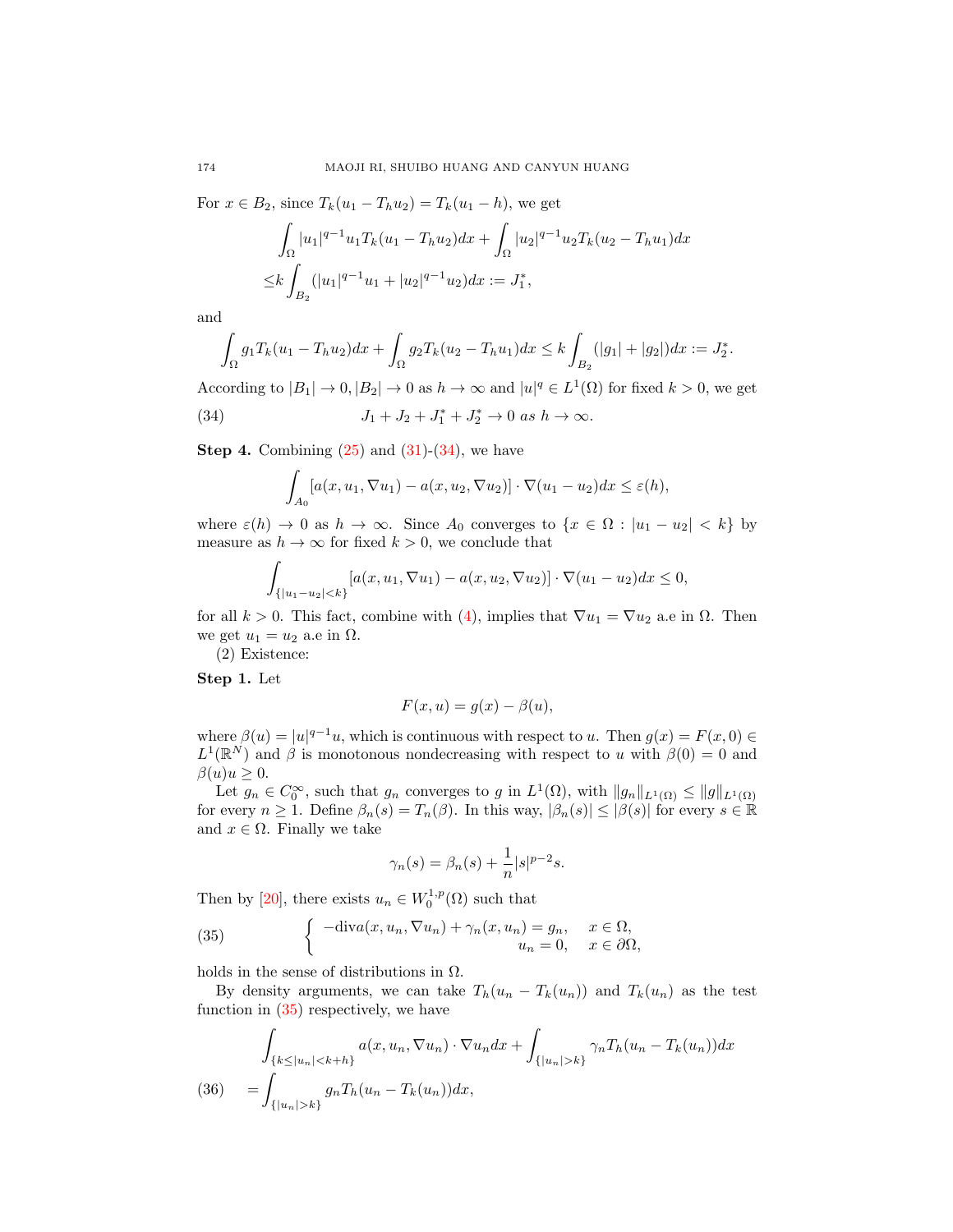For $x \in B_2$, since $T_k(u_1 - T_h u_2) = T_k(u_1 - h)$, we get

$$
\begin{aligned}
&\int_\Omega |u_1|^{q-1}u_1 T_k(u_1 - T_h u_2)dx + \int_\Omega |u_2|^{q-1}u_2 T_k(u_2 - T_h u_1)dx \\
\leq & k\int_{B_2} (|u_1|^{q-1}u_1 + |u_2|^{q-1}u_2)dx := J_1^*,
\end{aligned}
$$

and

$$
\int_\Omega g_1 T_k(u_1 - T_h u_2)dx + \int_\Omega g_2 T_k(u_2 - T_h u_1)dx \leq k\int_{B_2} (|g_1| + |g_2|)dx := J_2^*.
$$

According to $|B_1| \to 0, |B_2| \to 0$ as $h \to \infty$ and $|u|^q \in L^1(\Omega)$ for fixed $k > 0$, we get

$$
J_1 + J_2 + J_1^* + J_2^* \to 0 \ as \ h \to \infty. \tag{34}
$$

**Step 4.** Combining (25) and (31)-(34), we have

$$
\int_{A_0} [a(x, u_1, \nabla u_1) - a(x, u_2, \nabla u_2)] \cdot \nabla(u_1 - u_2)dx \leq \varepsilon(h),
$$

where $\varepsilon(h) \to 0$ as $h \to \infty$. Since $A_0$ converges to $\{x \in \Omega : |u_1 - u_2| < k\}$ by measure as $h \to \infty$ for fixed $k > 0$, we conclude that

$$
\int_{\{|u_1-u_2|<k\}} [a(x, u_1, \nabla u_1) - a(x, u_2, \nabla u_2)] \cdot \nabla(u_1 - u_2)dx \leq 0,
$$

for all $k > 0$. This fact, combine with (4), implies that $\nabla u_1 = \nabla u_2$ a.e in $\Omega$. Then we get $u_1 = u_2$ a.e in $\Omega$.

(2) Existence:

**Step 1.** Let

$$
F(x, u) = g(x) - \beta(u),
$$

where $\beta(u) = |u|^{q-1}u$, which is continuous with respect to $u$. Then $g(x) = F(x, 0) \in L^1(\mathbb{R}^N)$ and $\beta$ is monotonous nondecreasing with respect to $u$ with $\beta(0) = 0$ and $\beta(u)u \geq 0$.

Let $g_n \in C_0^\infty$, such that $g_n$ converges to $g$ in $L^1(\Omega)$, with $\|g_n\|_{L^1(\Omega)} \leq \|g\|_{L^1(\Omega)}$ for every $n \geq 1$. Define $\beta_n(s) = T_n(\beta)$. In this way, $|\beta_n(s)| \leq |\beta(s)|$ for every $s \in \mathbb{R}$ and $x \in \Omega$. Finally we take

$$
\gamma_n(s) = \beta_n(s) + \frac{1}{n}|s|^{p-2}s.
$$

Then by [20], there exists $u_n \in W_0^{1,p}(\Omega)$ such that

$$
\begin{cases}
-\text{div}a(x, u_n, \nabla u_n) + \gamma_n(x, u_n) = g_n, & x \in \Omega, \\
u_n = 0, & x \in \partial\Omega,
\end{cases} \tag{35}
$$

holds in the sense of distributions in $\Omega$.

By density arguments, we can take $T_h(u_n - T_k(u_n))$ and $T_k(u_n)$ as the test function in (35) respectively, we have

$$
\begin{aligned}
&\int_{\{k\leq|u_n|<k+h\}} a(x, u_n, \nabla u_n) \cdot \nabla u_n dx + \int_{\{|u_n|>k\}} \gamma_n T_h(u_n - T_k(u_n))dx \\
=& \int_{\{|u_n|>k\}} g_n T_h(u_n - T_k(u_n))dx,
\end{aligned} \tag{36}
$$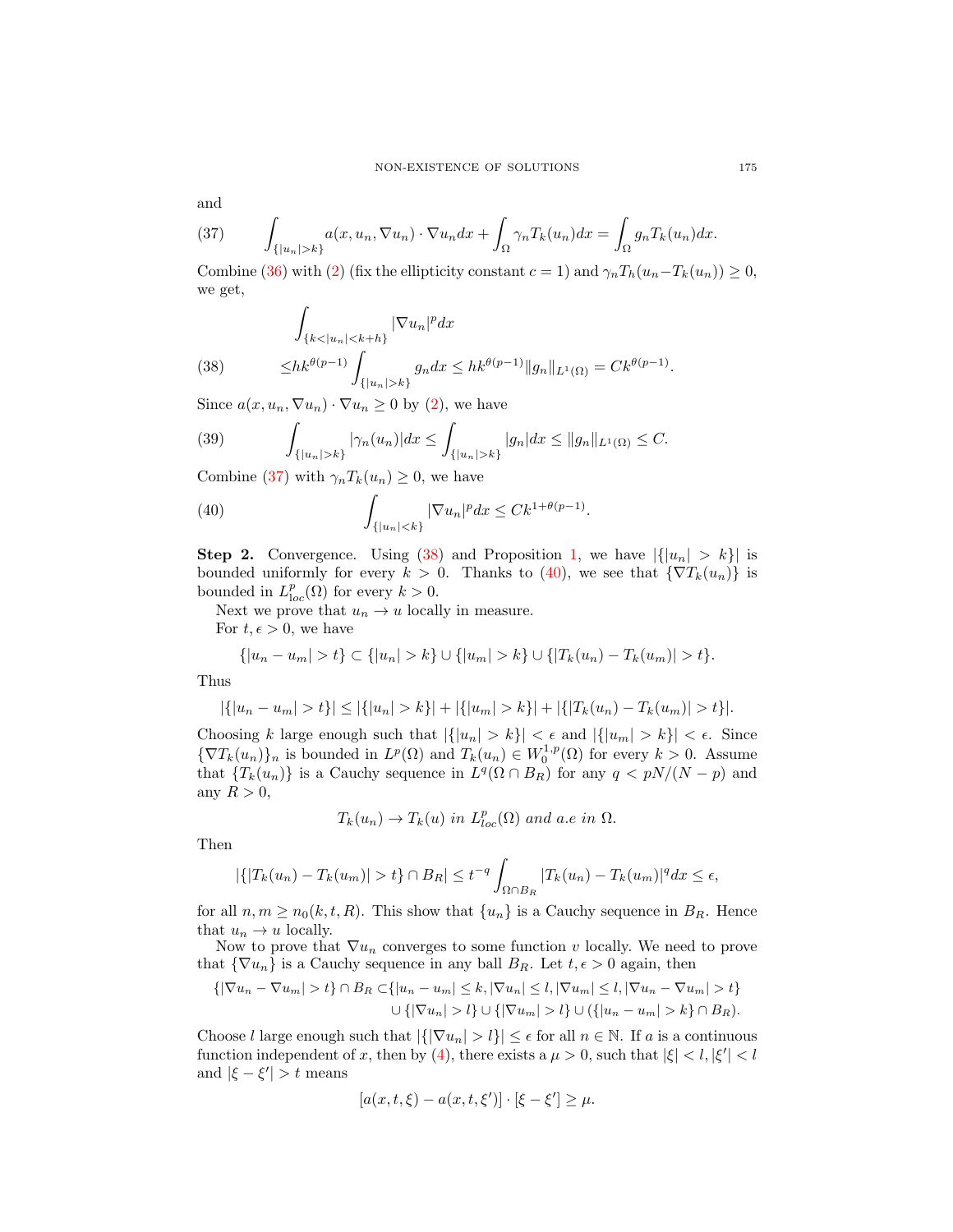and

$$\int_{\{|u_n|>k\}} a(x,u_n,\nabla u_n)\cdot\nabla u_n dx + \int_\Omega \gamma_n T_k(u_n)dx = \int_\Omega g_n T_k(u_n)dx. \tag{37}$$

Combine (36) with (2) (fix the ellipticity constant $c=1$) and $\gamma_n T_h(u_n - T_k(u_n)) \geq 0$, we get,

$$\begin{aligned}
&\int_{\{k<|u_n|<k+h\}} |\nabla u_n|^p dx \\
\leq &hk^{\theta(p-1)} \int_{\{|u_n|>k\}} g_n dx \leq hk^{\theta(p-1)} \|g_n\|_{L^1(\Omega)} = Ck^{\theta(p-1)}.
\end{aligned} \tag{38}$$

Since $a(x,u_n,\nabla u_n)\cdot\nabla u_n \geq 0$ by (2), we have

$$\int_{\{|u_n|>k\}} |\gamma_n(u_n)|dx \leq \int_{\{|u_n|>k\}} |g_n|dx \leq \|g_n\|_{L^1(\Omega)} \leq C. \tag{39}$$

Combine (37) with $\gamma_n T_k(u_n) \geq 0$, we have

$$\int_{\{|u_n|<k\}} |\nabla u_n|^p dx \leq Ck^{1+\theta(p-1)}. \tag{40}$$

**Step 2.** Convergence. Using (38) and Proposition 1, we have $|\{|u_n|>k\}|$ is bounded uniformly for every $k>0$. Thanks to (40), we see that $\{\nabla T_k(u_n)\}$ is bounded in $L^p_{\text{loc}}(\Omega)$ for every $k>0$.

Next we prove that $u_n \to u$ locally in measure.

For $t,\epsilon>0$, we have

$$\{|u_n-u_m|>t\} \subset \{|u_n|>k\} \cup \{|u_m|>k\} \cup \{|T_k(u_n)-T_k(u_m)|>t\}.$$

Thus

$$|\{|u_n-u_m|>t\}| \leq |\{|u_n|>k\}| + |\{|u_m|>k\}| + |\{|T_k(u_n)-T_k(u_m)|>t\}|.$$

Choosing $k$ large enough such that $|\{|u_n|>k\}|<\epsilon$ and $|\{|u_m|>k\}|<\epsilon$. Since $\{\nabla T_k(u_n)\}_n$ is bounded in $L^p(\Omega)$ and $T_k(u_n) \in W_0^{1,p}(\Omega)$ for every $k>0$. Assume that $\{T_k(u_n)\}$ is a Cauchy sequence in $L^q(\Omega\cap B_R)$ for any $q<pN/(N-p)$ and any $R>0$,

$$T_k(u_n) \to T_k(u) \textit{ in } L^p_{loc}(\Omega) \textit{ and a.e in } \Omega.$$

Then

$$|\{|T_k(u_n)-T_k(u_m)|>t\}\cap B_R| \leq t^{-q}\int_{\Omega\cap B_R} |T_k(u_n)-T_k(u_m)|^q dx \leq \epsilon,$$

for all $n,m \geq n_0(k,t,R)$. This show that $\{u_n\}$ is a Cauchy sequence in $B_R$. Hence that $u_n \to u$ locally.

Now to prove that $\nabla u_n$ converges to some function $v$ locally. We need to prove that $\{\nabla u_n\}$ is a Cauchy sequence in any ball $B_R$. Let $t,\epsilon>0$ again, then

$$\begin{aligned}
\{|\nabla u_n - \nabla u_m|>t\}\cap B_R \subset &\{|u_n-u_m|\leq k, |\nabla u_n|\leq l, |\nabla u_m|\leq l, |\nabla u_n-\nabla u_m|>t\} \\
&\cup \{|\nabla u_n|>l\} \cup \{|\nabla u_m|>l\} \cup (\{|u_n-u_m|>k\}\cap B_R).
\end{aligned}$$

Choose $l$ large enough such that $|\{|\nabla u_n|>l\}| \leq \epsilon$ for all $n\in\mathbb{N}$. If $a$ is a continuous function independent of $x$, then by (4), there exists a $\mu>0$, such that $|\xi|<l, |\xi'|<l$ and $|\xi-\xi'|>t$ means

$$[a(x,t,\xi)-a(x,t,\xi')]\cdot[\xi-\xi'] \geq \mu.$$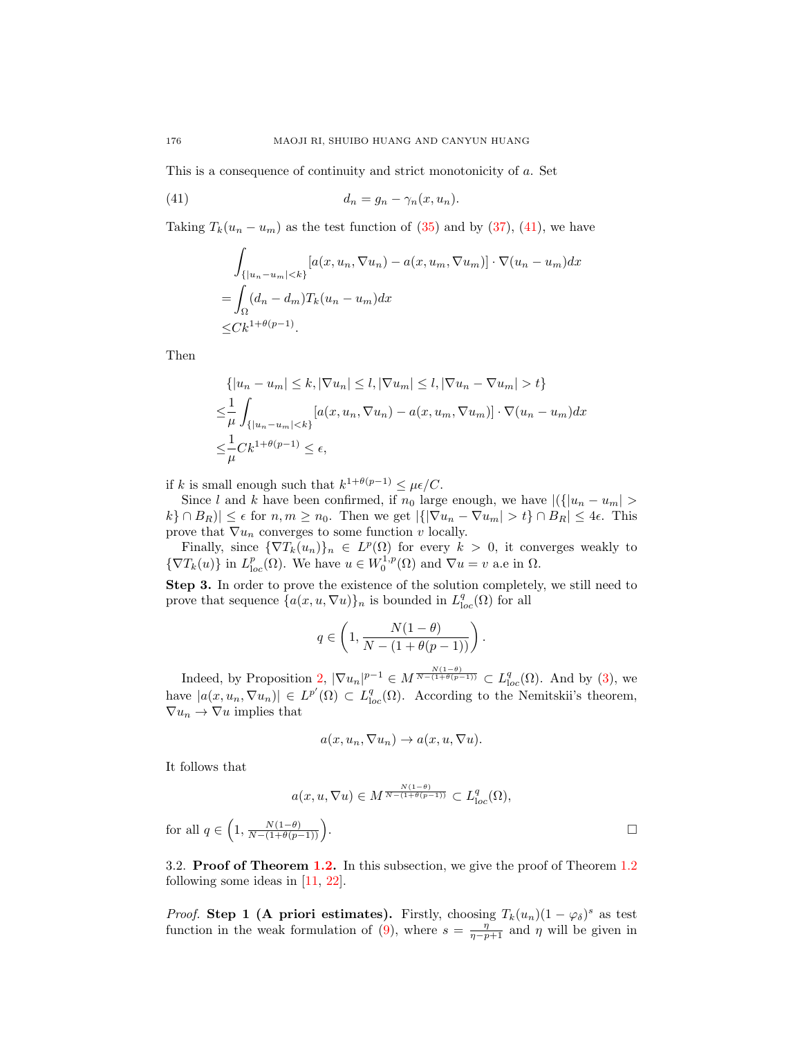This is a consequence of continuity and strict monotonicity of $a$. Set

$$d_n = g_n - \gamma_n(x, u_n). \tag{41}$$

Taking $T_k(u_n - u_m)$ as the test function of (35) and by (37), (41), we have

$$\begin{aligned}
&\int_{\{|u_n-u_m|<k\}} [a(x, u_n, \nabla u_n) - a(x, u_m, \nabla u_m)] \cdot \nabla(u_n - u_m) dx \\
=&\int_\Omega (d_n - d_m) T_k(u_n - u_m) dx \\
\leq& C k^{1+\theta(p-1)}.
\end{aligned}$$

Then

$$\begin{aligned}
&\{|u_n - u_m| \leq k, |\nabla u_n| \leq l, |\nabla u_m| \leq l, |\nabla u_n - \nabla u_m| > t\} \\
\leq& \frac{1}{\mu} \int_{\{|u_n-u_m|<k\}} [a(x, u_n, \nabla u_n) - a(x, u_m, \nabla u_m)] \cdot \nabla(u_n - u_m) dx \\
\leq& \frac{1}{\mu} C k^{1+\theta(p-1)} \leq \epsilon,
\end{aligned}$$

if $k$ is small enough such that $k^{1+\theta(p-1)} \leq \mu\epsilon/C$.

Since $l$ and $k$ have been confirmed, if $n_0$ large enough, we have $|(\{|u_n - u_m| > k\} \cap B_R)| \leq \epsilon$ for $n, m \geq n_0$. Then we get $|\{|\nabla u_n - \nabla u_m| > t\} \cap B_R| \leq 4\epsilon$. This prove that $\nabla u_n$ converges to some function $v$ locally.

Finally, since $\{\nabla T_k(u_n)\}_n \in L^p(\Omega)$ for every $k > 0$, it converges weakly to $\{\nabla T_k(u)\}$ in $L^p_{\text{loc}}(\Omega)$. We have $u \in W_0^{1,p}(\Omega)$ and $\nabla u = v$ a.e in $\Omega$.

**Step 3.** In order to prove the existence of the solution completely, we still need to prove that sequence $\{a(x, u, \nabla u)\}_n$ is bounded in $L^q_{\text{loc}}(\Omega)$ for all

$$q \in \left(1, \frac{N(1-\theta)}{N - (1 + \theta(p-1))}\right).$$

Indeed, by Proposition 2, $|\nabla u_n|^{p-1} \in M^{\frac{N(1-\theta)}{N-(1+\theta(p-1))}} \subset L^q_{\text{loc}}(\Omega)$. And by (3), we have $|a(x, u_n, \nabla u_n)| \in L^{p'}(\Omega) \subset L^q_{\text{loc}}(\Omega)$. According to the Nemitskii's theorem, $\nabla u_n \to \nabla u$ implies that

$$a(x, u_n, \nabla u_n) \to a(x, u, \nabla u).$$

It follows that

$$a(x, u, \nabla u) \in M^{\frac{N(1-\theta)}{N-(1+\theta(p-1))}} \subset L^q_{\text{loc}}(\Omega),$$

for all $q \in \left(1, \frac{N(1-\theta)}{N-(1+\theta(p-1))}\right)$. □

### 3.2. Proof of Theorem 1.2.

In this subsection, we give the proof of Theorem 1.2 following some ideas in [11, 22].

*Proof.* **Step 1 (A priori estimates).** Firstly, choosing $T_k(u_n)(1 - \varphi_\delta)^s$ as test function in the weak formulation of (9), where $s = \frac{\eta}{\eta - p + 1}$ and $\eta$ will be given in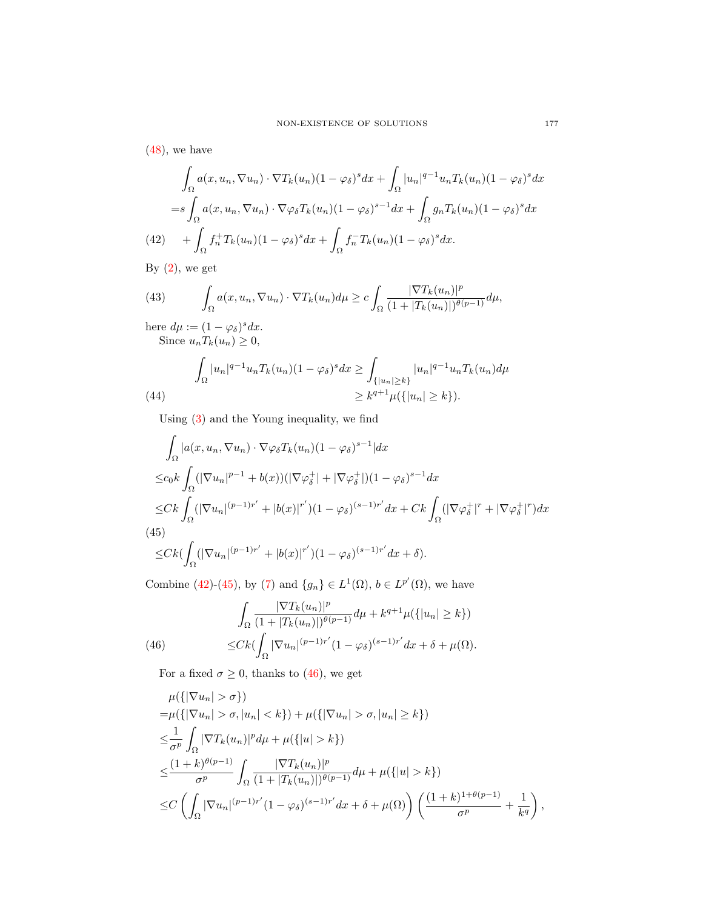(48), we have

$$
\begin{aligned}
&\int_\Omega a(x,u_n,\nabla u_n)\cdot\nabla T_k(u_n)(1-\varphi_\delta)^s dx+\int_\Omega |u_n|^{q-1}u_nT_k(u_n)(1-\varphi_\delta)^s dx\\
=&s\int_\Omega a(x,u_n,\nabla u_n)\cdot\nabla\varphi_\delta T_k(u_n)(1-\varphi_\delta)^{s-1}dx+\int_\Omega g_nT_k(u_n)(1-\varphi_\delta)^s dx\\
&+\int_\Omega f_n^+T_k(u_n)(1-\varphi_\delta)^s dx+\int_\Omega f_n^-T_k(u_n)(1-\varphi_\delta)^s dx. \qquad (42)
\end{aligned}
$$

By (2), we get

$$
\int_\Omega a(x,u_n,\nabla u_n)\cdot\nabla T_k(u_n)d\mu\ge c\int_\Omega \frac{|\nabla T_k(u_n)|^p}{(1+|T_k(u_n)|)^{\theta(p-1)}}d\mu, \qquad (43)
$$

here $d\mu:=(1-\varphi_\delta)^s dx$.

Since $u_nT_k(u_n)\ge 0$,

$$
\begin{aligned}
\int_\Omega |u_n|^{q-1}u_nT_k(u_n)(1-\varphi_\delta)^s dx&\ge\int_{\{|u_n|\ge k\}}|u_n|^{q-1}u_nT_k(u_n)d\mu\\
&\ge k^{q+1}\mu(\{|u_n|\ge k\}). \qquad (44)
\end{aligned}
$$

Using (3) and the Young inequality, we find

$$
\begin{aligned}
&\int_\Omega |a(x,u_n,\nabla u_n)\cdot\nabla\varphi_\delta T_k(u_n)(1-\varphi_\delta)^{s-1}|dx\\
\le&c_0k\int_\Omega(|\nabla u_n|^{p-1}+b(x))(|\nabla\varphi_\delta^+|+|\nabla\varphi_\delta^+|)(1-\varphi_\delta)^{s-1}dx\\
\le&Ck\int_\Omega(|\nabla u_n|^{(p-1)r'}+|b(x)|^{r'})(1-\varphi_\delta)^{(s-1)r'}dx+Ck\int_\Omega(|\nabla\varphi_\delta^+|^r+|\nabla\varphi_\delta^+|^r)dx\\
\le&Ck(\int_\Omega(|\nabla u_n|^{(p-1)r'}+|b(x)|^{r'})(1-\varphi_\delta)^{(s-1)r'}dx+\delta). \qquad (45)
\end{aligned}
$$

Combine (42)-(45), by (7) and $\{g_n\}\in L^1(\Omega)$, $b\in L^{p'}(\Omega)$, we have

$$
\begin{aligned}
&\int_\Omega \frac{|\nabla T_k(u_n)|^p}{(1+|T_k(u_n)|)^{\theta(p-1)}}d\mu+k^{q+1}\mu(\{|u_n|\ge k\})\\
\le&Ck(\int_\Omega|\nabla u_n|^{(p-1)r'}(1-\varphi_\delta)^{(s-1)r'}dx+\delta+\mu(\Omega). \qquad (46)
\end{aligned}
$$

For a fixed $\sigma\ge 0$, thanks to (46), we get

$$
\begin{aligned}
&\mu(\{|\nabla u_n|>\sigma\})\\
=&\mu(\{|\nabla u_n|>\sigma,|u_n|<k\})+\mu(\{|\nabla u_n|>\sigma,|u_n|\ge k\})\\
\le&\frac{1}{\sigma^p}\int_\Omega|\nabla T_k(u_n)|^pd\mu+\mu(\{|u|>k\})\\
\le&\frac{(1+k)^{\theta(p-1)}}{\sigma^p}\int_\Omega\frac{|\nabla T_k(u_n)|^p}{(1+|T_k(u_n)|)^{\theta(p-1)}}d\mu+\mu(\{|u|>k\})\\
\le&C\left(\int_\Omega|\nabla u_n|^{(p-1)r'}(1-\varphi_\delta)^{(s-1)r'}dx+\delta+\mu(\Omega)\right)\left(\frac{(1+k)^{1+\theta(p-1)}}{\sigma^p}+\frac{1}{k^q}\right),
\end{aligned}
$$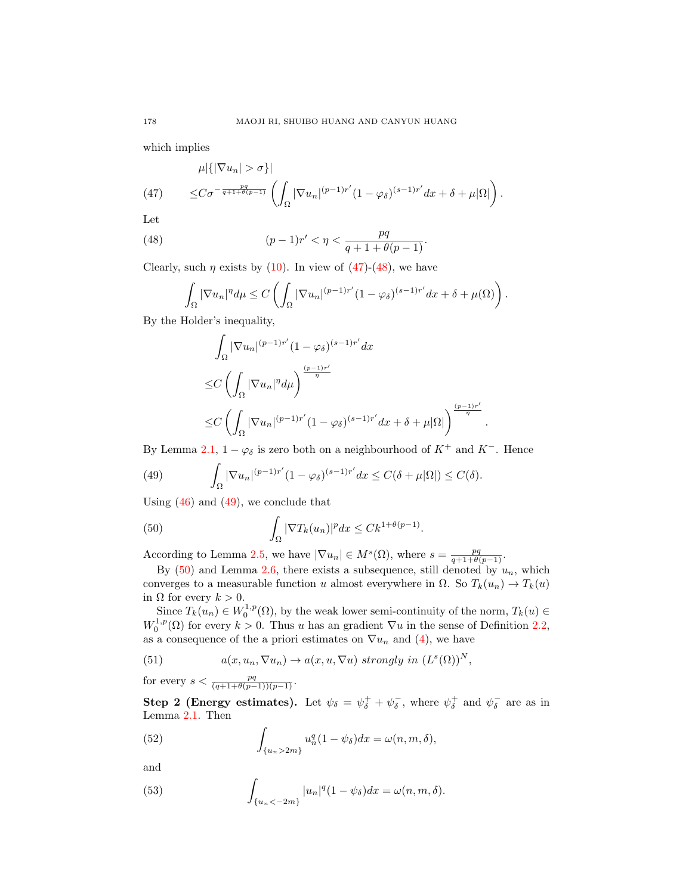which implies

$$
\begin{aligned}
&\mu|\{|\nabla u_n| > \sigma\}| \\
\leq & C\sigma^{-\frac{pq}{q+1+\theta(p-1)}} \left( \int_\Omega |\nabla u_n|^{(p-1)r'} (1-\varphi_\delta)^{(s-1)r'} dx + \delta + \mu|\Omega| \right).
\end{aligned} \tag{47}
$$

Let

$$
(p-1)r' < \eta < \frac{pq}{q+1+\theta(p-1)}. \tag{48}
$$

Clearly, such $\eta$ exists by (10). In view of (47)-(48), we have

$$
\int_\Omega |\nabla u_n|^\eta d\mu \leq C \left( \int_\Omega |\nabla u_n|^{(p-1)r'} (1-\varphi_\delta)^{(s-1)r'} dx + \delta + \mu(\Omega) \right).
$$

By the Holder's inequality,

$$
\begin{aligned}
&\int_\Omega |\nabla u_n|^{(p-1)r'} (1-\varphi_\delta)^{(s-1)r'} dx \\
\leq & C \left( \int_\Omega |\nabla u_n|^\eta d\mu \right)^{\frac{(p-1)r'}{\eta}} \\
\leq & C \left( \int_\Omega |\nabla u_n|^{(p-1)r'} (1-\varphi_\delta)^{(s-1)r'} dx + \delta + \mu|\Omega| \right)^{\frac{(p-1)r'}{\eta}}.
\end{aligned}
$$

By Lemma 2.1, $1-\varphi_\delta$ is zero both on a neighbourhood of $K^+$ and $K^-$. Hence

$$
\int_\Omega |\nabla u_n|^{(p-1)r'} (1-\varphi_\delta)^{(s-1)r'} dx \leq C(\delta + \mu|\Omega|) \leq C(\delta). \tag{49}
$$

Using (46) and (49), we conclude that

$$
\int_\Omega |\nabla T_k(u_n)|^p dx \leq Ck^{1+\theta(p-1)}. \tag{50}
$$

According to Lemma 2.5, we have $|\nabla u_n| \in M^s(\Omega)$, where $s = \frac{pq}{q+1+\theta(p-1)}$.

By (50) and Lemma 2.6, there exists a subsequence, still denoted by $u_n$, which converges to a measurable function $u$ almost everywhere in $\Omega$. So $T_k(u_n) \to T_k(u)$ in $\Omega$ for every $k > 0$.

Since $T_k(u_n) \in W_0^{1,p}(\Omega)$, by the weak lower semi-continuity of the norm, $T_k(u) \in W_0^{1,p}(\Omega)$ for every $k > 0$. Thus $u$ has an gradient $\nabla u$ in the sense of Definition 2.2, as a consequence of the a priori estimates on $\nabla u_n$ and (4), we have

$$
a(x, u_n, \nabla u_n) \to a(x, u, \nabla u) \ \textit{strongly in} \ (L^s(\Omega))^N, \tag{51}
$$

for every $s < \frac{pq}{(q+1+\theta(p-1))(p-1)}$.

**Step 2 (Energy estimates).** Let $\psi_\delta = \psi_\delta^+ + \psi_\delta^-$, where $\psi_\delta^+$ and $\psi_\delta^-$ are as in Lemma 2.1. Then

$$
\int_{\{u_n > 2m\}} u_n^q (1-\psi_\delta) dx = \omega(n, m, \delta), \tag{52}
$$

and

$$
\int_{\{u_n < -2m\}} |u_n|^q (1-\psi_\delta) dx = \omega(n, m, \delta). \tag{53}
$$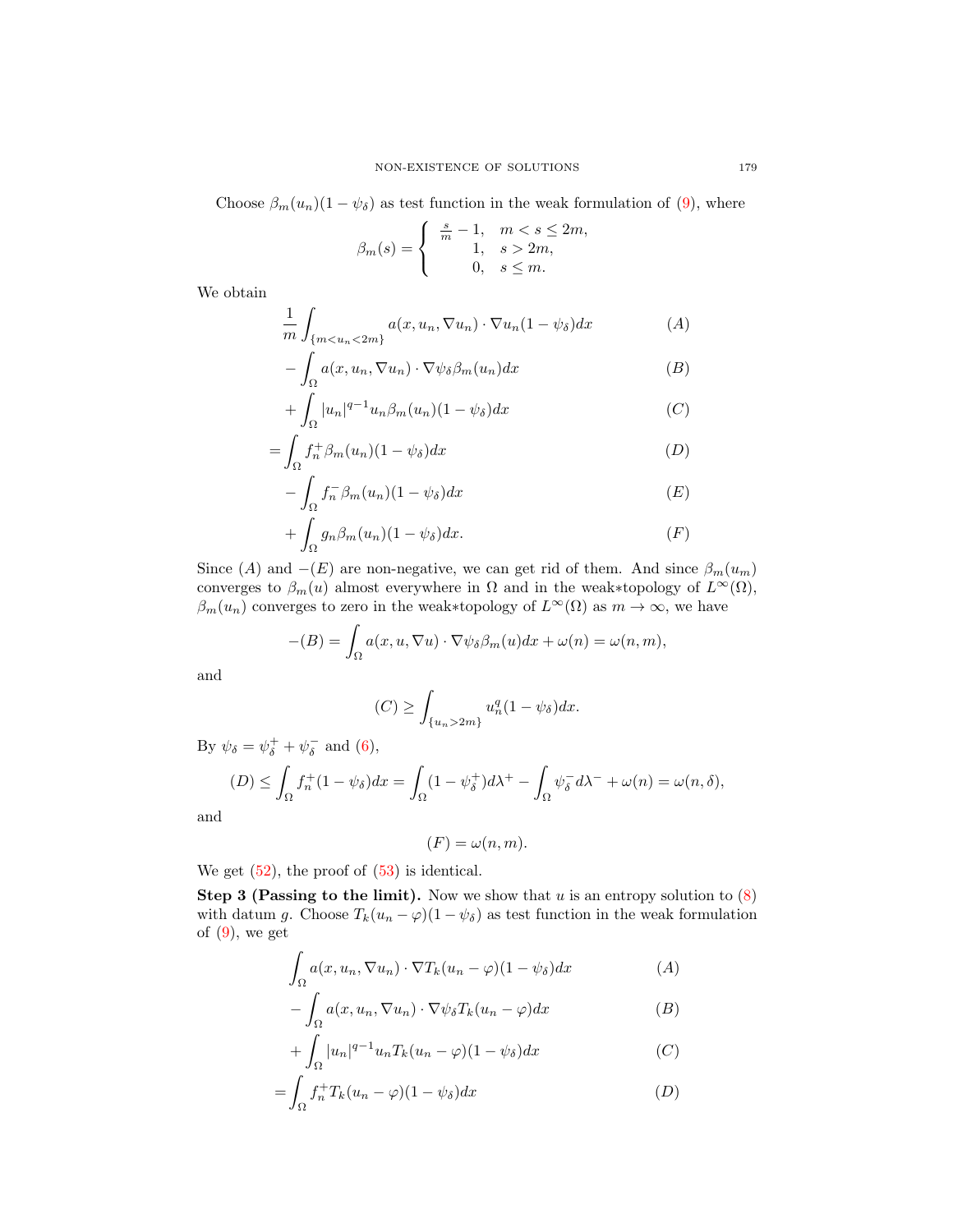Choose $\beta_m(u_n)(1-\psi_\delta)$ as test function in the weak formulation of (9), where

$$\beta_m(s) = \begin{cases} \frac{s}{m} - 1, & m < s \le 2m, \\ 1, & s > 2m, \\ 0, & s \le m. \end{cases}$$

We obtain

$$\frac{1}{m}\int_{\{m<u_n<2m\}} a(x,u_n,\nabla u_n)\cdot\nabla u_n(1-\psi_\delta)dx \qquad (A)$$

$$-\int_\Omega a(x,u_n,\nabla u_n)\cdot\nabla\psi_\delta\beta_m(u_n)dx \qquad (B)$$

$$+\int_\Omega |u_n|^{q-1}u_n\beta_m(u_n)(1-\psi_\delta)dx \qquad (C)$$

$$=\int_\Omega f_n^+\beta_m(u_n)(1-\psi_\delta)dx \qquad (D)$$

$$-\int_\Omega f_n^-\beta_m(u_n)(1-\psi_\delta)dx \qquad (E)$$

$$+\int_\Omega g_n\beta_m(u_n)(1-\psi_\delta)dx. \qquad (F)$$

Since $(A)$ and $-(E)$ are non-negative, we can get rid of them. And since $\beta_m(u_m)$ converges to $\beta_m(u)$ almost everywhere in $\Omega$ and in the weak$*$topology of $L^\infty(\Omega)$, $\beta_m(u_n)$ converges to zero in the weak$*$topology of $L^\infty(\Omega)$ as $m\to\infty$, we have

$$-(B) = \int_\Omega a(x,u,\nabla u)\cdot\nabla\psi_\delta\beta_m(u)dx + \omega(n) = \omega(n,m),$$

and

$$(C) \ge \int_{\{u_n>2m\}} u_n^q(1-\psi_\delta)dx.$$

By $\psi_\delta = \psi_\delta^+ + \psi_\delta^-$ and (6),

$$(D) \le \int_\Omega f_n^+(1-\psi_\delta)dx = \int_\Omega (1-\psi_\delta^+)d\lambda^+ - \int_\Omega \psi_\delta^- d\lambda^- + \omega(n) = \omega(n,\delta),$$

and

$$(F) = \omega(n,m).$$

We get (52), the proof of (53) is identical.

**Step 3 (Passing to the limit).** Now we show that $u$ is an entropy solution to (8) with datum $g$. Choose $T_k(u_n-\varphi)(1-\psi_\delta)$ as test function in the weak formulation of (9), we get

$$\int_\Omega a(x,u_n,\nabla u_n)\cdot\nabla T_k(u_n-\varphi)(1-\psi_\delta)dx \qquad (A)$$

$$-\int_\Omega a(x,u_n,\nabla u_n)\cdot\nabla\psi_\delta T_k(u_n-\varphi)dx \qquad (B)$$

$$+\int_\Omega |u_n|^{q-1}u_nT_k(u_n-\varphi)(1-\psi_\delta)dx \qquad (C)$$

$$=\int_\Omega f_n^+T_k(u_n-\varphi)(1-\psi_\delta)dx \qquad (D)$$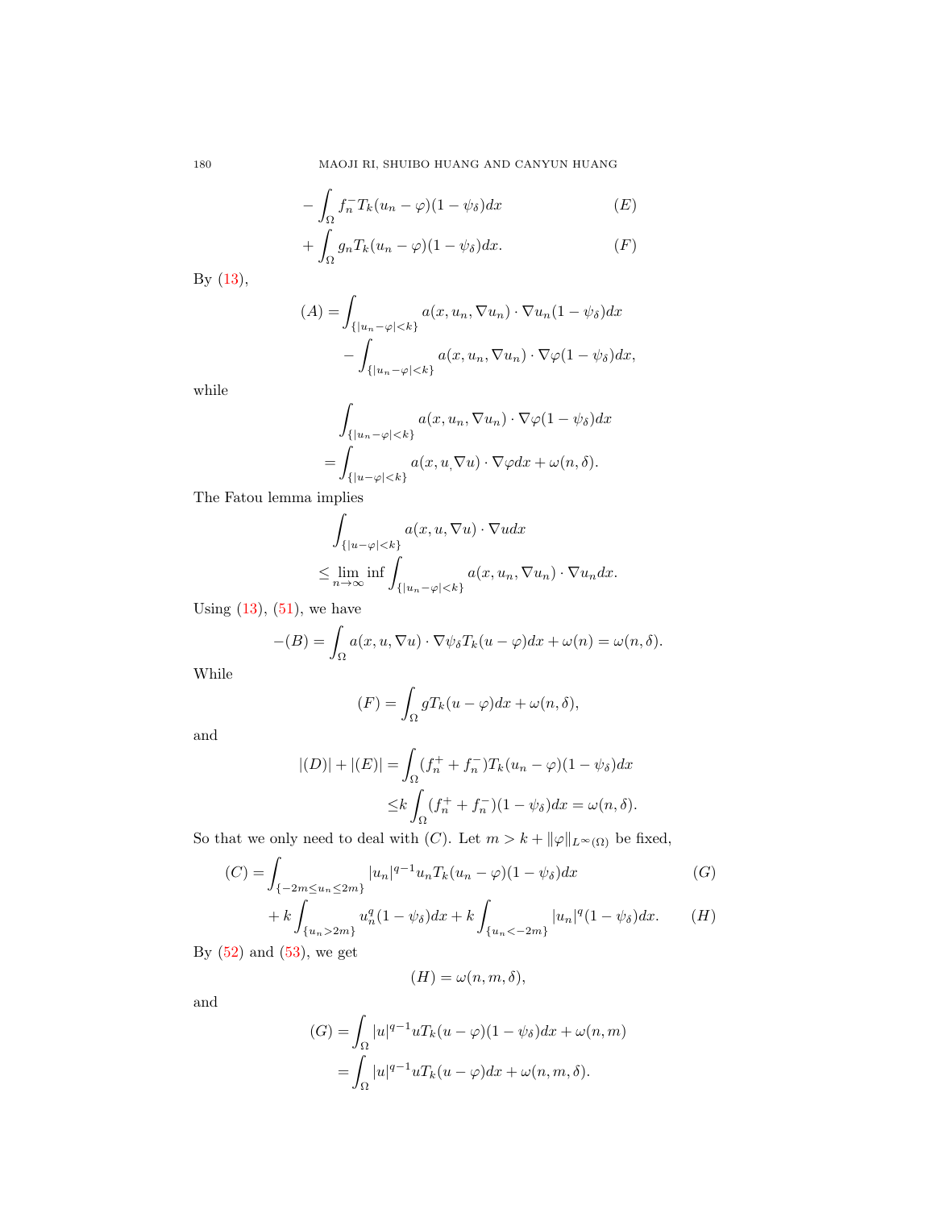$$
\begin{aligned}
&- \int_\Omega f_n^- T_k(u_n - \varphi)(1-\psi_\delta)dx && (E)\\
&+ \int_\Omega g_n T_k(u_n - \varphi)(1-\psi_\delta)dx. && (F)
\end{aligned}
$$

By (13),

$$
\begin{aligned}
(A) =& \int_{\{|u_n-\varphi|<k\}} a(x,u_n,\nabla u_n)\cdot \nabla u_n (1-\psi_\delta)dx\\
&- \int_{\{|u_n-\varphi|<k\}} a(x,u_n,\nabla u_n)\cdot \nabla \varphi (1-\psi_\delta)dx,
\end{aligned}
$$

while

$$
\begin{aligned}
&\int_{\{|u_n-\varphi|<k\}} a(x,u_n,\nabla u_n)\cdot \nabla \varphi (1-\psi_\delta)dx\\
=&\int_{\{|u-\varphi|<k\}} a(x,u,\nabla u)\cdot \nabla \varphi dx + \omega(n,\delta).
\end{aligned}
$$

The Fatou lemma implies

$$
\begin{aligned}
&\int_{\{|u-\varphi|<k\}} a(x,u,\nabla u)\cdot \nabla u dx\\
\le& \liminf_{n\to\infty} \int_{\{|u_n-\varphi|<k\}} a(x,u_n,\nabla u_n)\cdot \nabla u_n dx.
\end{aligned}
$$

Using (13), (51), we have

$$
-(B) = \int_\Omega a(x,u,\nabla u)\cdot \nabla \psi_\delta T_k(u-\varphi)dx + \omega(n) = \omega(n,\delta).
$$

While

$$
(F) = \int_\Omega g T_k(u-\varphi)dx + \omega(n,\delta),
$$

and

$$
\begin{aligned}
|(D)|+|(E)| =& \int_\Omega (f_n^+ + f_n^-) T_k(u_n-\varphi)(1-\psi_\delta)dx\\
\le& k\int_\Omega (f_n^+ + f_n^-)(1-\psi_\delta)dx = \omega(n,\delta).
\end{aligned}
$$

So that we only need to deal with $(C)$. Let $m > k + \|\varphi\|_{L^\infty(\Omega)}$ be fixed,

$$
\begin{aligned}
(C) =& \int_{\{-2m\le u_n\le 2m\}} |u_n|^{q-1}u_n T_k(u_n-\varphi)(1-\psi_\delta)dx && (G)\\
&+ k\int_{\{u_n>2m\}} u_n^q (1-\psi_\delta)dx + k\int_{\{u_n<-2m\}} |u_n|^q(1-\psi_\delta)dx. && (H)
\end{aligned}
$$

By (52) and (53), we get

$$
(H) = \omega(n,m,\delta),
$$

and

$$
\begin{aligned}
(G) =& \int_\Omega |u|^{q-1}u T_k(u-\varphi)(1-\psi_\delta)dx + \omega(n,m)\\
=& \int_\Omega |u|^{q-1}u T_k(u-\varphi)dx + \omega(n,m,\delta).
\end{aligned}
$$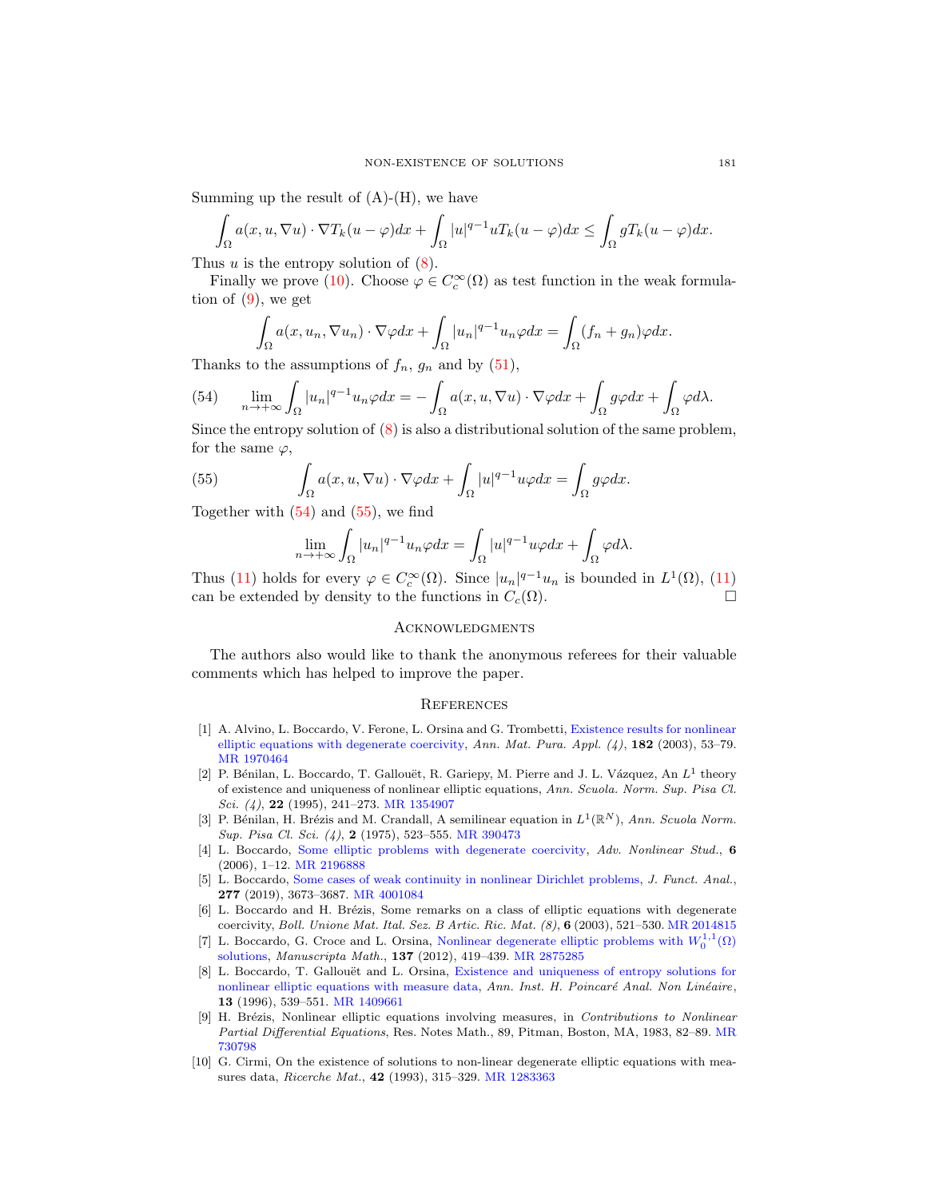Summing up the result of (A)-(H), we have

$$\int_\Omega a(x,u,\nabla u)\cdot \nabla T_k(u-\varphi)dx + \int_\Omega |u|^{q-1}uT_k(u-\varphi)dx \leq \int_\Omega gT_k(u-\varphi)dx.$$

Thus $u$ is the entropy solution of (8).

Finally we prove (10). Choose $\varphi \in C_c^\infty(\Omega)$ as test function in the weak formulation of (9), we get

$$\int_\Omega a(x,u_n,\nabla u_n)\cdot \nabla\varphi dx + \int_\Omega |u_n|^{q-1}u_n\varphi dx = \int_\Omega (f_n+g_n)\varphi dx.$$

Thanks to the assumptions of $f_n$, $g_n$ and by (51),

$$\lim_{n\to+\infty}\int_\Omega |u_n|^{q-1}u_n\varphi dx = -\int_\Omega a(x,u,\nabla u)\cdot\nabla\varphi dx + \int_\Omega g\varphi dx + \int_\Omega \varphi d\lambda. \tag{54}$$

Since the entropy solution of (8) is also a distributional solution of the same problem, for the same $\varphi$,

$$\int_\Omega a(x,u,\nabla u)\cdot\nabla\varphi dx + \int_\Omega |u|^{q-1}u\varphi dx = \int_\Omega g\varphi dx. \tag{55}$$

Together with (54) and (55), we find

$$\lim_{n\to+\infty}\int_\Omega |u_n|^{q-1}u_n\varphi dx = \int_\Omega |u|^{q-1}u\varphi dx + \int_\Omega \varphi d\lambda.$$

Thus (11) holds for every $\varphi \in C_c^\infty(\Omega)$. Since $|u_n|^{q-1}u_n$ is bounded in $L^1(\Omega)$, (11) can be extended by density to the functions in $C_c(\Omega)$. □

## Acknowledgments

The authors also would like to thank the anonymous referees for their valuable comments which has helped to improve the paper.

## References

[1] A. Alvino, L. Boccardo, V. Ferone, L. Orsina and G. Trombetti, Existence results for nonlinear elliptic equations with degenerate coercivity, *Ann. Mat. Pura. Appl. (4)*, **182** (2003), 53–79. MR 1970464

[2] P. Bénilan, L. Boccardo, T. Gallouët, R. Gariepy, M. Pierre and J. L. Vázquez, An $L^1$ theory of existence and uniqueness of nonlinear elliptic equations, *Ann. Scuola. Norm. Sup. Pisa Cl. Sci. (4)*, **22** (1995), 241–273. MR 1354907

[3] P. Bénilan, H. Brézis and M. Crandall, A semilinear equation in $L^1(\mathbb{R}^N)$, *Ann. Scuola Norm. Sup. Pisa Cl. Sci. (4)*, **2** (1975), 523–555. MR 390473

[4] L. Boccardo, Some elliptic problems with degenerate coercivity, *Adv. Nonlinear Stud.*, **6** (2006), 1–12. MR 2196888

[5] L. Boccardo, Some cases of weak continuity in nonlinear Dirichlet problems, *J. Funct. Anal.*, **277** (2019), 3673–3687. MR 4001084

[6] L. Boccardo and H. Brézis, Some remarks on a class of elliptic equations with degenerate coercivity, *Boll. Unione Mat. Ital. Sez. B Artic. Ric. Mat. (8)*, **6** (2003), 521–530. MR 2014815

[7] L. Boccardo, G. Croce and L. Orsina, Nonlinear degenerate elliptic problems with $W_0^{1,1}(\Omega)$ solutions, *Manuscripta Math.*, **137** (2012), 419–439. MR 2875285

[8] L. Boccardo, T. Gallouët and L. Orsina, Existence and uniqueness of entropy solutions for nonlinear elliptic equations with measure data, *Ann. Inst. H. Poincaré Anal. Non Linéaire*, **13** (1996), 539–551. MR 1409661

[9] H. Brézis, Nonlinear elliptic equations involving measures, in *Contributions to Nonlinear Partial Differential Equations*, Res. Notes Math., 89, Pitman, Boston, MA, 1983, 82–89. MR 730798

[10] G. Cirmi, On the existence of solutions to non-linear degenerate elliptic equations with measures data, *Ricerche Mat.*, **42** (1993), 315–329. MR 1283363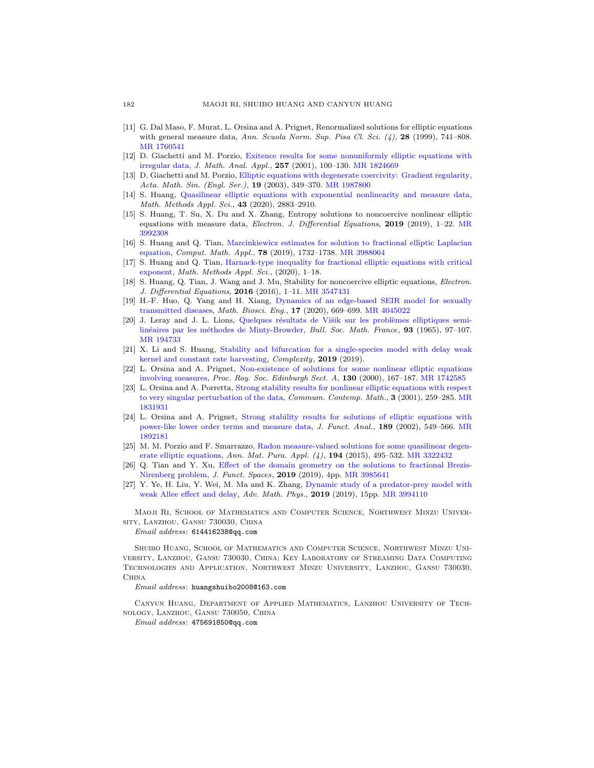[11] G. Dal Maso, F. Murat, L. Orsina and A. Prignet, Renormalized solutions for elliptic equations with general measure data, *Ann. Scuola Norm. Sup. Pisa Cl. Sci. (4)*, **28** (1999), 741–808. MR 1760541

[12] D. Giachetti and M. Porzio, Exitence results for some nonuniformly elliptic equations with irregular data, *J. Math. Anal. Appl.*, **257** (2001), 100–130. MR 1824669

[13] D. Giachetti and M. Porzio, Elliptic equations with degenerate coercivity: Gradient regularity, *Acta. Math. Sin. (Engl. Ser.)*, **19** (2003), 349–370. MR 1987800

[14] S. Huang, Quasilinear elliptic equations with exponential nonlinearity and measure data, *Math. Methods Appl. Sci.*, **43** (2020), 2883–2910.

[15] S. Huang, T. Su, X. Du and X. Zhang, Entropy solutions to noncoercive nonlinear elliptic equations with measure data, *Electron. J. Differential Equations*, **2019** (2019), 1–22. MR 3992308

[16] S. Huang and Q. Tian, Marcinkiewicz estimates for solution to fractional elliptic Laplacian equation, *Comput. Math. Appl.*, **78** (2019), 1732–1738. MR 3988064

[17] S. Huang and Q. Tian, Harnack-type inequality for fractional elliptic equations with critical exponent, *Math. Methods Appl. Sci.*, (2020), 1–18.

[18] S. Huang, Q. Tian, J. Wang and J. Mu, Stability for noncoercive elliptic equations, *Electron. J. Differential Equations*, **2016** (2016), 1–11. MR 3547431

[19] H.-F. Huo, Q. Yang and H. Xiang, Dynamics of an edge-based SEIR model for sexually transmitted diseases, *Math. Biosci. Eng.*, **17** (2020), 669–699. MR 4045022

[20] J. Leray and J. L. Lions, Quelques résultats de Višik sur les problèmes elliptiques semi-linéaires par les méthodes de Minty-Browder, *Bull. Soc. Math. France*, **93** (1965), 97–107. MR 194733

[21] X. Li and S. Huang, Stability and bifurcation for a single-species model with delay weak kernel and constant rate harvesting, *Complexity*, **2019** (2019).

[22] L. Orsina and A. Prignet, Non-existence of solutions for some nonlinear elliptic equations involving measures, *Proc. Roy. Soc. Edinburgh Sect. A*, **130** (2000), 167–187. MR 1742585

[23] L. Orsina and A. Porretta, Strong stability results for nonlinear elliptic equations with respect to very singular perturbation of the data, *Commum. Contemp. Math.*, **3** (2001), 259–285. MR 1831931

[24] L. Orsina and A. Prignet, Strong stability results for solutions of elliptic equations with power-like lower order terms and measure data, *J. Funct. Anal.*, **189** (2002), 549–566. MR 1892181

[25] M. M. Porzio and F. Smarrazzo, Radon measure-valued solutions for some quasilinear degenerate elliptic equations, *Ann. Mat. Pura. Appl. (4)*, **194** (2015), 495–532. MR 3322432

[26] Q. Tian and Y. Xu, Effect of the domain geometry on the solutions to fractional Brezis-Nirenberg problem, *J. Funct. Spaces*, **2019** (2019), 4pp. MR 3985641

[27] Y. Ye, H. Liu, Y. Wei, M. Ma and K. Zhang, Dynamic study of a predator-prey model with weak Allee effect and delay, *Adv. Math. Phys.*, **2019** (2019), 15pp. MR 3994110

Maoji Ri, School of Mathematics and Computer Science, Northwest Minzu University, Lanzhou, Gansu 730030, China
*Email address*: 614416238@qq.com

Shuibo Huang, School of Mathematics and Computer Science, Northwest Minzu University, Lanzhou, Gansu 730030, China; Key Laboratory of Streaming Data Computing Technologies and Application, Northwest Minzu University, Lanzhou, Gansu 730030, China
*Email address*: huangshuibo2008@163.com

Canyun Huang, Department of Applied Mathematics, Lanzhou University of Technology, Lanzhou, Gansu 730050, China
*Email address*: 475691850@qq.com